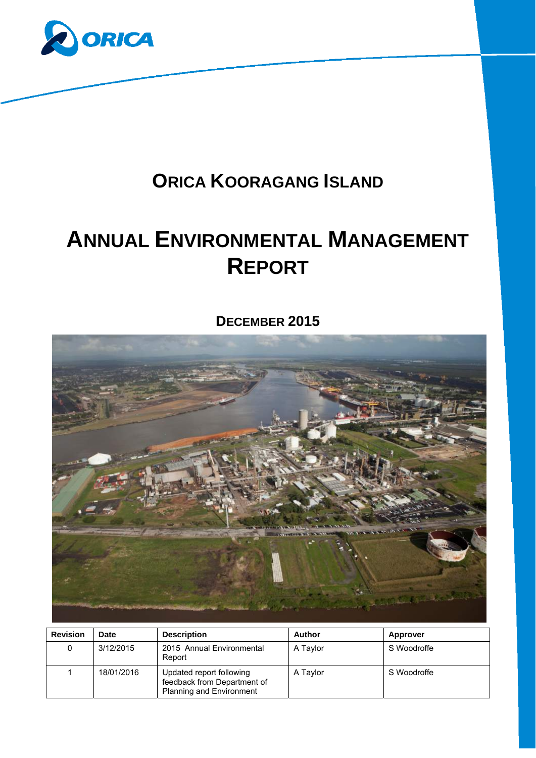# ORICA KOORAGANG ISLAND

# ANNUAL ENVIRONMENTAL MANAGEMENT REPORT

## DECEMBER 2015

| Revision | Date | Description | Author | Approver |
| --- | --- | --- | --- | --- |
| 0 | 3/12/2015 | 2015 Annual Environmental Report | A Taylor | S Woodroffe |
| 1 | 18/01/2016 | Updated report following feedback from Department of Planning and Environment | A Taylor | S Woodroffe |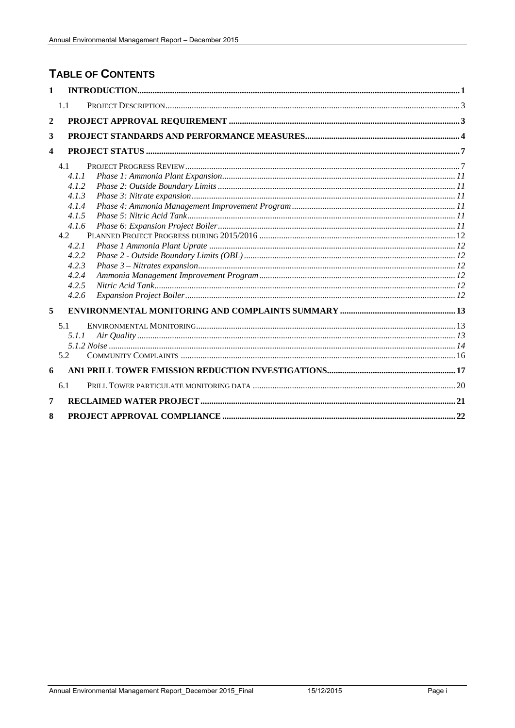# Table of Contents

1 INTRODUCTION ..... 1
- 1.1 PROJECT DESCRIPTION ..... 3

2 PROJECT APPROVAL REQUIREMENT ..... 3

3 PROJECT STANDARDS AND PERFORMANCE MEASURES ..... 4

4 PROJECT STATUS ..... 7
- 4.1 PROJECT PROGRESS REVIEW ..... 7
  - *4.1.1 Phase 1: Ammonia Plant Expansion ..... 11*
  - *4.1.2 Phase 2: Outside Boundary Limits ..... 11*
  - *4.1.3 Phase 3: Nitrate expansion ..... 11*
  - *4.1.4 Phase 4: Ammonia Management Improvement Program ..... 11*
  - *4.1.5 Phase 5: Nitric Acid Tank ..... 11*
  - *4.1.6 Phase 6: Expansion Project Boiler ..... 11*
- 4.2 PLANNED PROJECT PROGRESS DURING 2015/2016 ..... 12
  - *4.2.1 Phase 1 Ammonia Plant Uprate ..... 12*
  - *4.2.2 Phase 2 - Outside Boundary Limits (OBL) ..... 12*
  - *4.2.3 Phase 3 – Nitrates expansion ..... 12*
  - *4.2.4 Ammonia Management Improvement Program ..... 12*
  - *4.2.5 Nitric Acid Tank ..... 12*
  - *4.2.6 Expansion Project Boiler ..... 12*

5 ENVIRONMENTAL MONITORING AND COMPLAINTS SUMMARY ..... 13
- 5.1 ENVIRONMENTAL MONITORING ..... 13
  - *5.1.1 Air Quality ..... 13*
  - *5.1.2 Noise ..... 14*
- 5.2 COMMUNITY COMPLAINTS ..... 16

6 AN1 PRILL TOWER EMISSION REDUCTION INVESTIGATIONS ..... 17
- 6.1 PRILL TOWER PARTICULATE MONITORING DATA ..... 20

7 RECLAIMED WATER PROJECT ..... 21

8 PROJECT APPROVAL COMPLIANCE ..... 22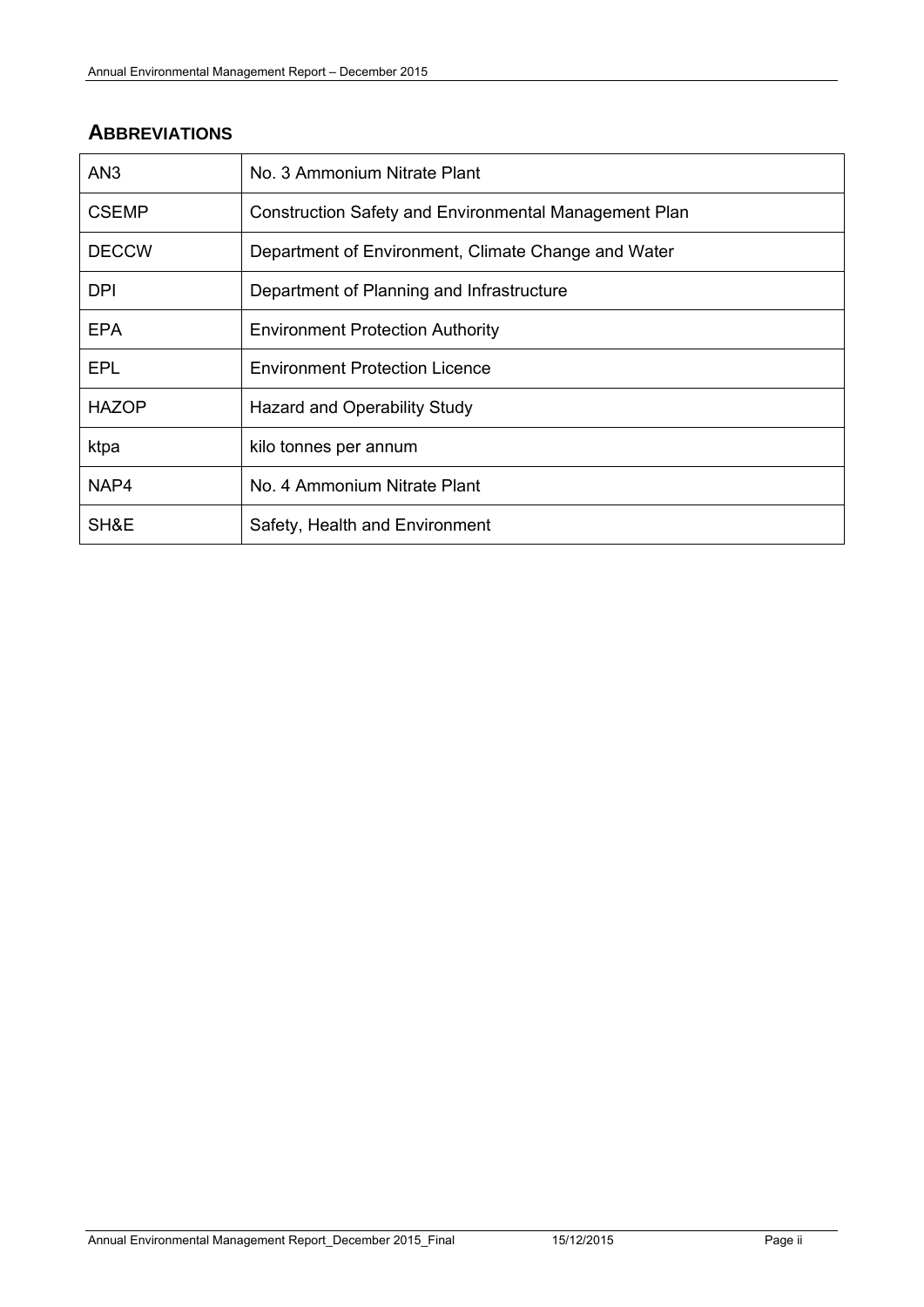## ABBREVIATIONS

| | |
|---|---|
| AN3 | No. 3 Ammonium Nitrate Plant |
| CSEMP | Construction Safety and Environmental Management Plan |
| DECCW | Department of Environment, Climate Change and Water |
| DPI | Department of Planning and Infrastructure |
| EPA | Environment Protection Authority |
| EPL | Environment Protection Licence |
| HAZOP | Hazard and Operability Study |
| ktpa | kilo tonnes per annum |
| NAP4 | No. 4 Ammonium Nitrate Plant |
| SH&E | Safety, Health and Environment |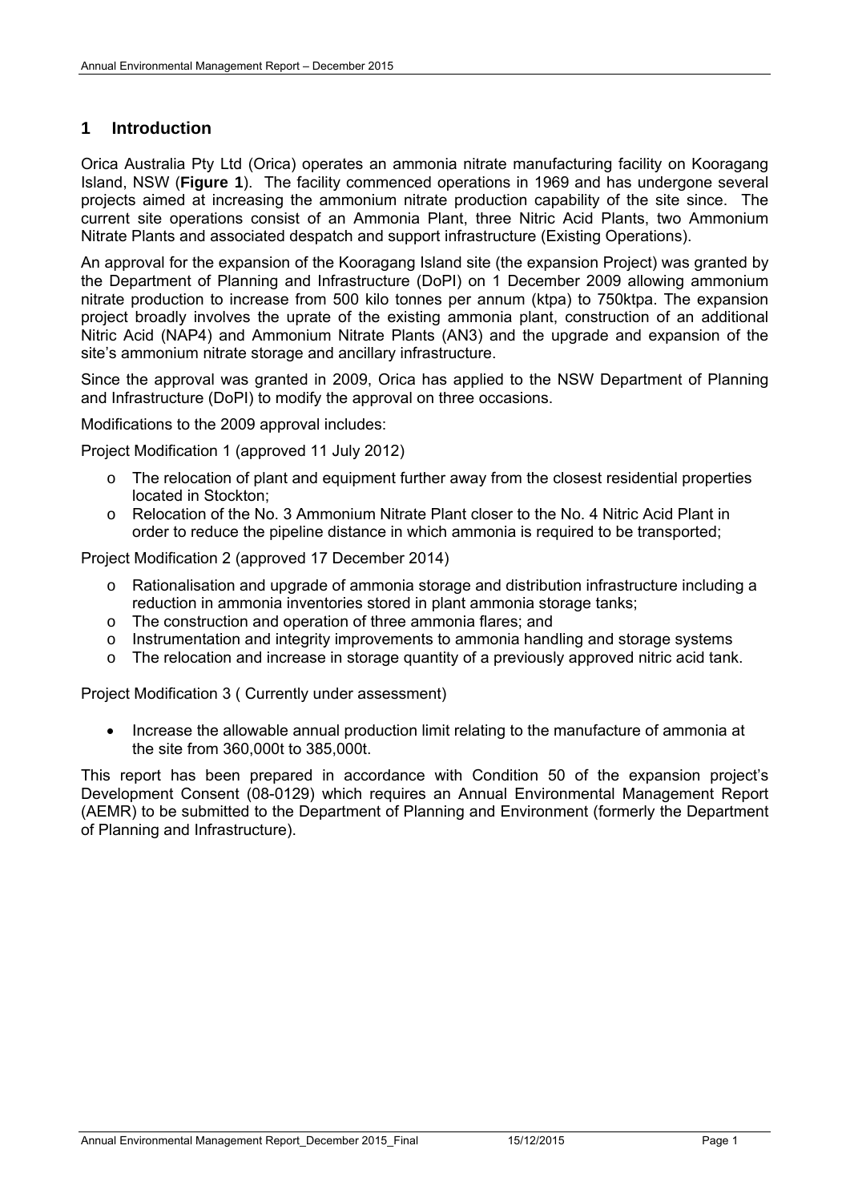# 1 Introduction

Orica Australia Pty Ltd (Orica) operates an ammonia nitrate manufacturing facility on Kooragang Island, NSW (**Figure 1**). The facility commenced operations in 1969 and has undergone several projects aimed at increasing the ammonium nitrate production capability of the site since. The current site operations consist of an Ammonia Plant, three Nitric Acid Plants, two Ammonium Nitrate Plants and associated despatch and support infrastructure (Existing Operations).

An approval for the expansion of the Kooragang Island site (the expansion Project) was granted by the Department of Planning and Infrastructure (DoPI) on 1 December 2009 allowing ammonium nitrate production to increase from 500 kilo tonnes per annum (ktpa) to 750ktpa. The expansion project broadly involves the uprate of the existing ammonia plant, construction of an additional Nitric Acid (NAP4) and Ammonium Nitrate Plants (AN3) and the upgrade and expansion of the site's ammonium nitrate storage and ancillary infrastructure.

Since the approval was granted in 2009, Orica has applied to the NSW Department of Planning and Infrastructure (DoPI) to modify the approval on three occasions.

Modifications to the 2009 approval includes:

Project Modification 1 (approved 11 July 2012)

- The relocation of plant and equipment further away from the closest residential properties located in Stockton;
- Relocation of the No. 3 Ammonium Nitrate Plant closer to the No. 4 Nitric Acid Plant in order to reduce the pipeline distance in which ammonia is required to be transported;

Project Modification 2 (approved 17 December 2014)

- Rationalisation and upgrade of ammonia storage and distribution infrastructure including a reduction in ammonia inventories stored in plant ammonia storage tanks;
- The construction and operation of three ammonia flares; and
- Instrumentation and integrity improvements to ammonia handling and storage systems
- The relocation and increase in storage quantity of a previously approved nitric acid tank.

Project Modification 3 ( Currently under assessment)

- Increase the allowable annual production limit relating to the manufacture of ammonia at the site from 360,000t to 385,000t.

This report has been prepared in accordance with Condition 50 of the expansion project's Development Consent (08-0129) which requires an Annual Environmental Management Report (AEMR) to be submitted to the Department of Planning and Environment (formerly the Department of Planning and Infrastructure).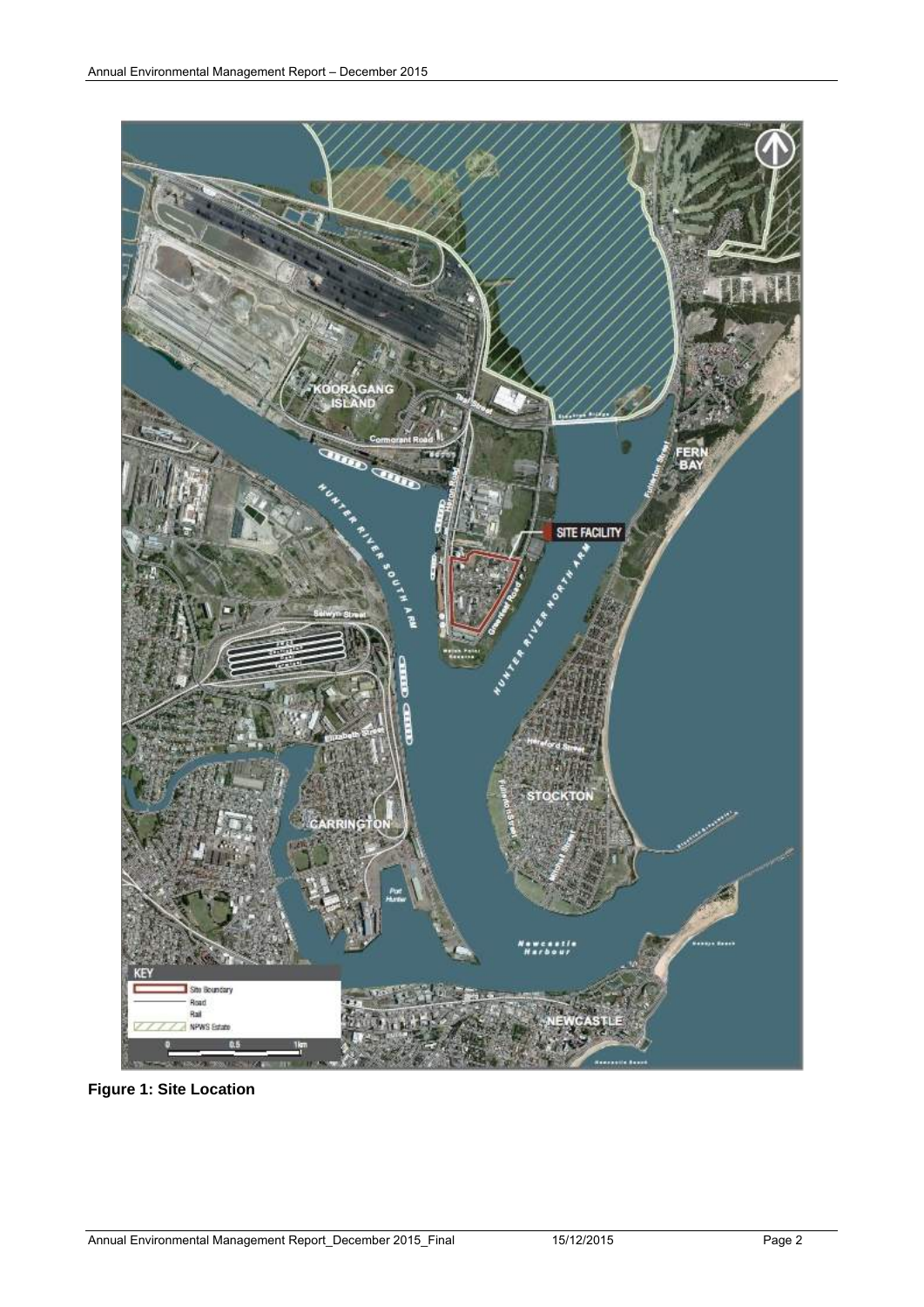**Figure 1: Site Location**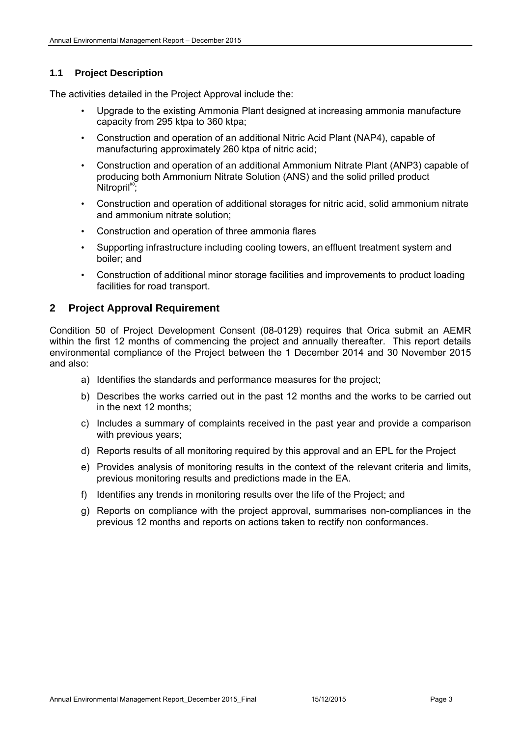### 1.1 Project Description

The activities detailed in the Project Approval include the:

- Upgrade to the existing Ammonia Plant designed at increasing ammonia manufacture capacity from 295 ktpa to 360 ktpa;
- Construction and operation of an additional Nitric Acid Plant (NAP4), capable of manufacturing approximately 260 ktpa of nitric acid;
- Construction and operation of an additional Ammonium Nitrate Plant (ANP3) capable of producing both Ammonium Nitrate Solution (ANS) and the solid prilled product Nitropril®;
- Construction and operation of additional storages for nitric acid, solid ammonium nitrate and ammonium nitrate solution;
- Construction and operation of three ammonia flares
- Supporting infrastructure including cooling towers, an effluent treatment system and boiler; and
- Construction of additional minor storage facilities and improvements to product loading facilities for road transport.

## 2 Project Approval Requirement

Condition 50 of Project Development Consent (08-0129) requires that Orica submit an AEMR within the first 12 months of commencing the project and annually thereafter. This report details environmental compliance of the Project between the 1 December 2014 and 30 November 2015 and also:

a) Identifies the standards and performance measures for the project;

b) Describes the works carried out in the past 12 months and the works to be carried out in the next 12 months;

c) Includes a summary of complaints received in the past year and provide a comparison with previous years;

d) Reports results of all monitoring required by this approval and an EPL for the Project

e) Provides analysis of monitoring results in the context of the relevant criteria and limits, previous monitoring results and predictions made in the EA.

f) Identifies any trends in monitoring results over the life of the Project; and

g) Reports on compliance with the project approval, summarises non-compliances in the previous 12 months and reports on actions taken to rectify non conformances.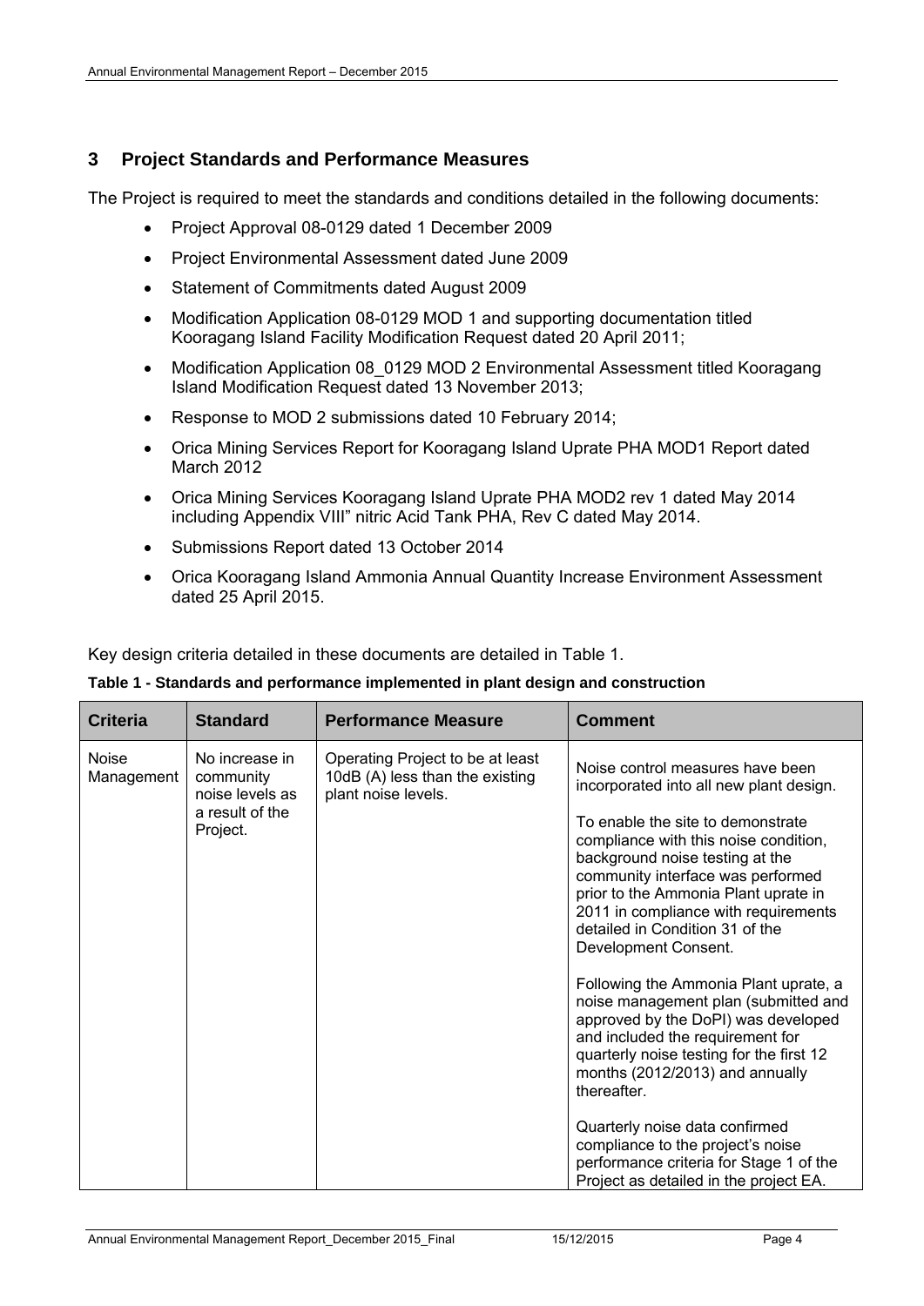## 3 Project Standards and Performance Measures

The Project is required to meet the standards and conditions detailed in the following documents:

- Project Approval 08-0129 dated 1 December 2009
- Project Environmental Assessment dated June 2009
- Statement of Commitments dated August 2009
- Modification Application 08-0129 MOD 1 and supporting documentation titled Kooragang Island Facility Modification Request dated 20 April 2011;
- Modification Application 08_0129 MOD 2 Environmental Assessment titled Kooragang Island Modification Request dated 13 November 2013;
- Response to MOD 2 submissions dated 10 February 2014;
- Orica Mining Services Report for Kooragang Island Uprate PHA MOD1 Report dated March 2012
- Orica Mining Services Kooragang Island Uprate PHA MOD2 rev 1 dated May 2014 including Appendix VIII" nitric Acid Tank PHA, Rev C dated May 2014.
- Submissions Report dated 13 October 2014
- Orica Kooragang Island Ammonia Annual Quantity Increase Environment Assessment dated 25 April 2015.

Key design criteria detailed in these documents are detailed in Table 1.

**Table 1 - Standards and performance implemented in plant design and construction**

| Criteria | Standard | Performance Measure | Comment |
|---|---|---|---|
| Noise Management | No increase in community noise levels as a result of the Project. | Operating Project to be at least 10dB (A) less than the existing plant noise levels. | Noise control measures have been incorporated into all new plant design.<br><br>To enable the site to demonstrate compliance with this noise condition, background noise testing at the community interface was performed prior to the Ammonia Plant uprate in 2011 in compliance with requirements detailed in Condition 31 of the Development Consent.<br><br>Following the Ammonia Plant uprate, a noise management plan (submitted and approved by the DoPI) was developed and included the requirement for quarterly noise testing for the first 12 months (2012/2013) and annually thereafter.<br><br>Quarterly noise data confirmed compliance to the project's noise performance criteria for Stage 1 of the Project as detailed in the project EA. |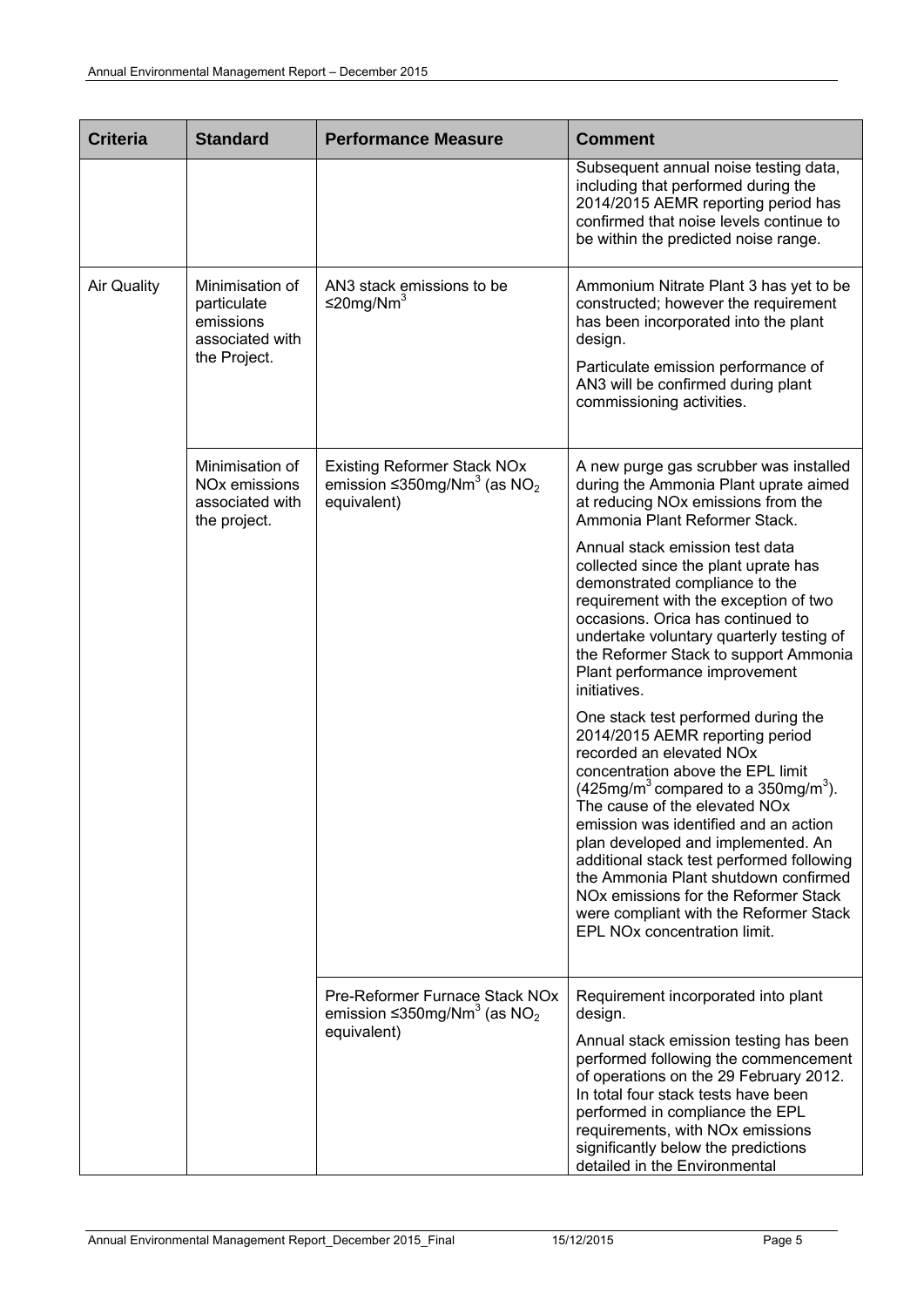| Criteria | Standard | Performance Measure | Comment |
|---|---|---|---|
| | | | Subsequent annual noise testing data, including that performed during the 2014/2015 AEMR reporting period has confirmed that noise levels continue to be within the predicted noise range. |
| Air Quality | Minimisation of particulate emissions associated with the Project. | AN3 stack emissions to be ≤20mg/Nm$^3$ | Ammonium Nitrate Plant 3 has yet to be constructed; however the requirement has been incorporated into the plant design.<br><br>Particulate emission performance of AN3 will be confirmed during plant commissioning activities. |
| | Minimisation of NOx emissions associated with the project. | Existing Reformer Stack NOx emission ≤350mg/Nm$^3$ (as $NO_2$ equivalent) | A new purge gas scrubber was installed during the Ammonia Plant uprate aimed at reducing NOx emissions from the Ammonia Plant Reformer Stack.<br><br>Annual stack emission test data collected since the plant uprate has demonstrated compliance to the requirement with the exception of two occasions. Orica has continued to undertake voluntary quarterly testing of the Reformer Stack to support Ammonia Plant performance improvement initiatives.<br><br>One stack test performed during the 2014/2015 AEMR reporting period recorded an elevated NOx concentration above the EPL limit (425mg/m$^3$ compared to a 350mg/m$^3$). The cause of the elevated NOx emission was identified and an action plan developed and implemented. An additional stack test performed following the Ammonia Plant shutdown confirmed NOx emissions for the Reformer Stack were compliant with the Reformer Stack EPL NOx concentration limit. |
| | | Pre-Reformer Furnace Stack NOx emission ≤350mg/Nm$^3$ (as $NO_2$ equivalent) | Requirement incorporated into plant design.<br><br>Annual stack emission testing has been performed following the commencement of operations on the 29 February 2012. In total four stack tests have been performed in compliance the EPL requirements, with NOx emissions significantly below the predictions detailed in the Environmental |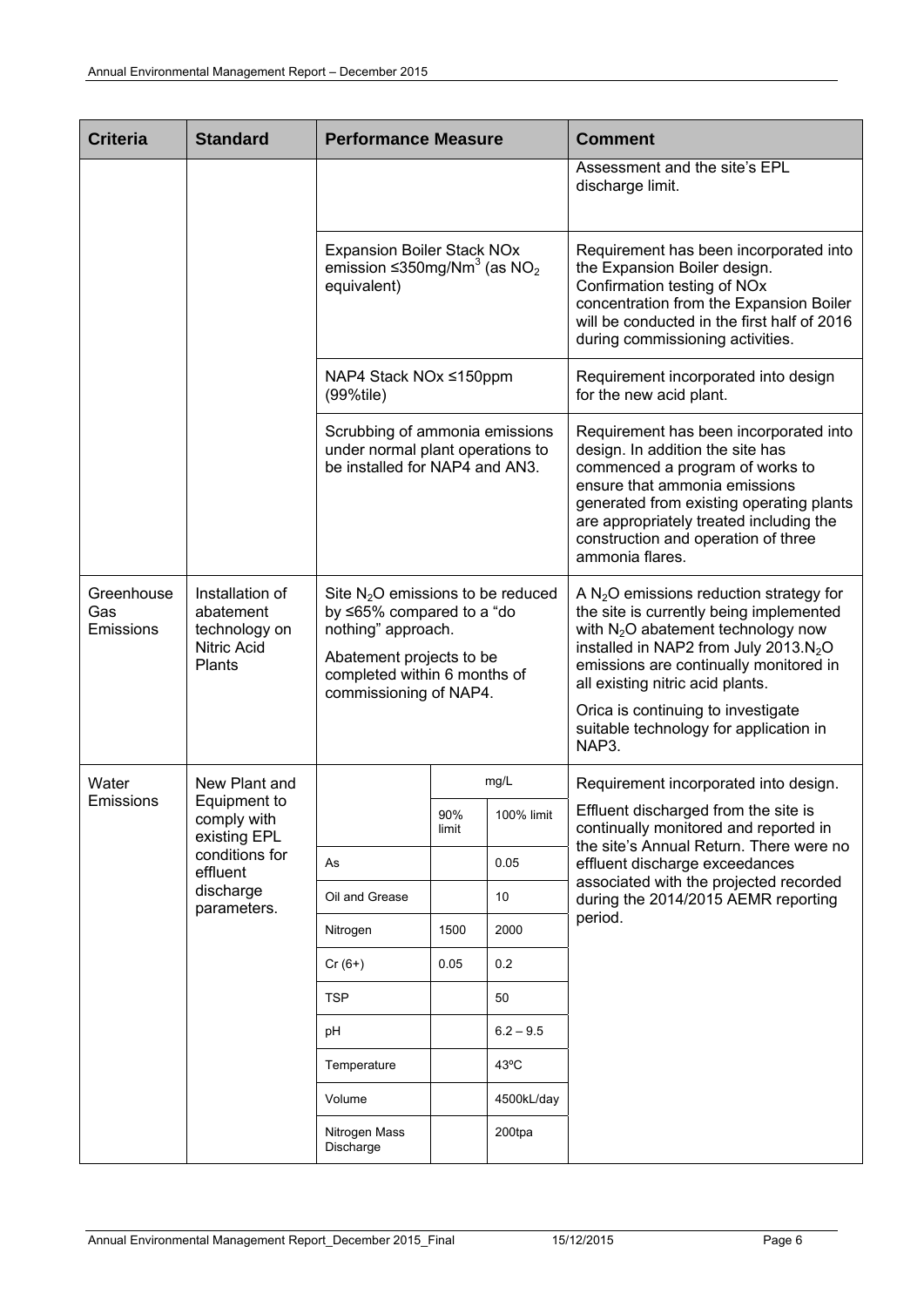| Criteria | Standard | Performance Measure | | | Comment |
|---|---|---|---|---|---|
| | | | | | Assessment and the site's EPL discharge limit. |
| | | Expansion Boiler Stack NOx emission ≤350mg/Nm$^3$ (as $NO_2$ equivalent) | | | Requirement has been incorporated into the Expansion Boiler design. Confirmation testing of NOx concentration from the Expansion Boiler will be conducted in the first half of 2016 during commissioning activities. |
| | | NAP4 Stack NOx ≤150ppm (99%tile) | | | Requirement incorporated into design for the new acid plant. |
| | | Scrubbing of ammonia emissions under normal plant operations to be installed for NAP4 and AN3. | | | Requirement has been incorporated into design. In addition the site has commenced a program of works to ensure that ammonia emissions generated from existing operating plants are appropriately treated including the construction and operation of three ammonia flares. |
| Greenhouse Gas Emissions | Installation of abatement technology on Nitric Acid Plants | Site $N_2O$ emissions to be reduced by ≤65% compared to a "do nothing" approach. Abatement projects to be completed within 6 months of commissioning of NAP4. | | | A $N_2O$ emissions reduction strategy for the site is currently being implemented with $N_2O$ abatement technology now installed in NAP2 from July 2013.$N_2O$ emissions are continually monitored in all existing nitric acid plants. Orica is continuing to investigate suitable technology for application in NAP3. |
| Water Emissions | New Plant and Equipment to comply with existing EPL conditions for effluent discharge parameters. | | mg/L | | Requirement incorporated into design. Effluent discharged from the site is continually monitored and reported in the site's Annual Return. There were no effluent discharge exceedances associated with the projected recorded during the 2014/2015 AEMR reporting period. |
| | | | 90% limit | 100% limit | |
| | | As | | 0.05 | |
| | | Oil and Grease | | 10 | |
| | | Nitrogen | 1500 | 2000 | |
| | | Cr (6+) | 0.05 | 0.2 | |
| | | TSP | | 50 | |
| | | pH | | 6.2 – 9.5 | |
| | | Temperature | | 43ºC | |
| | | Volume | | 4500kL/day | |
| | | Nitrogen Mass Discharge | | 200tpa | |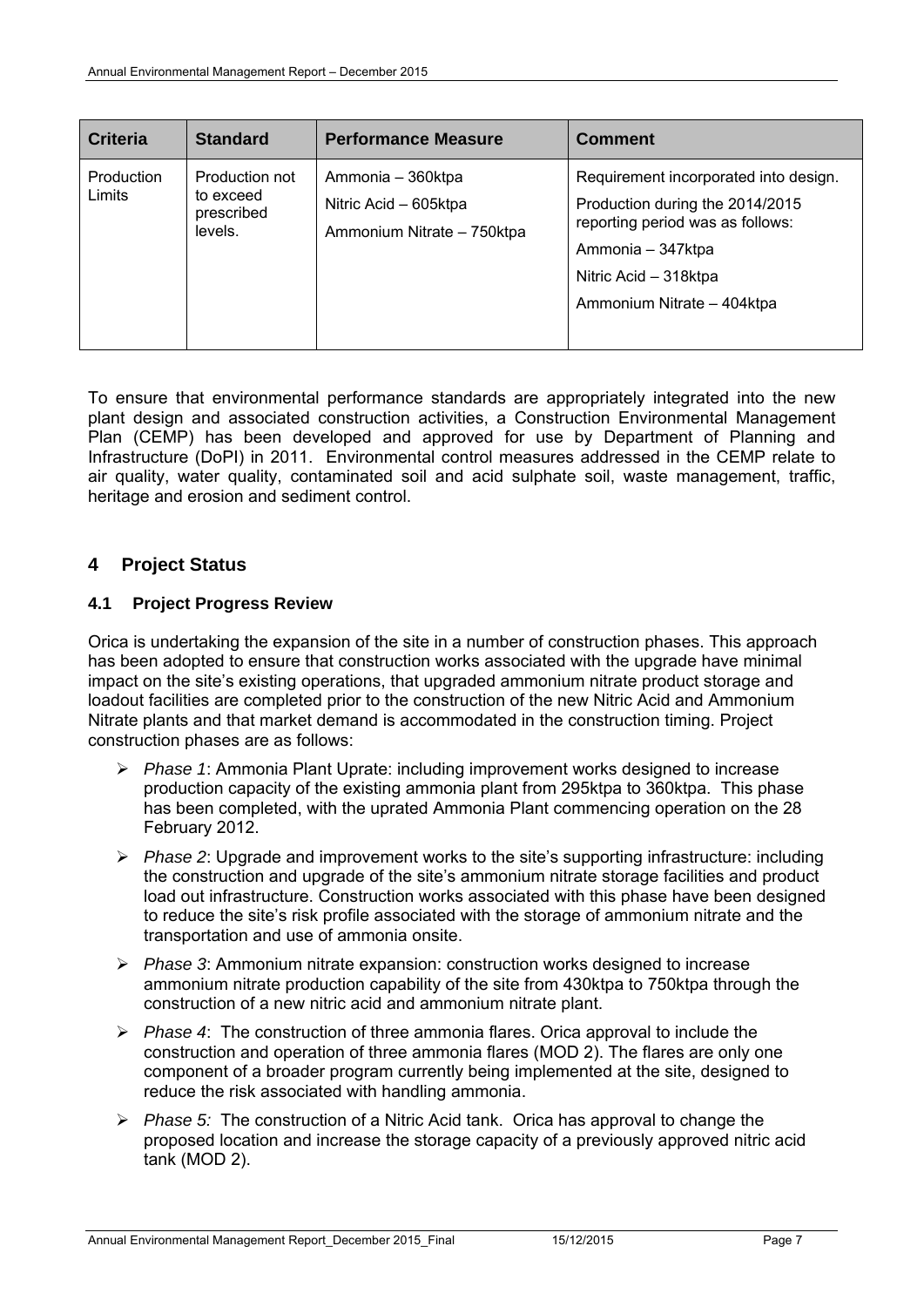| Criteria | Standard | Performance Measure | Comment |
| --- | --- | --- | --- |
| Production Limits | Production not to exceed prescribed levels. | Ammonia – 360ktpa<br>Nitric Acid – 605ktpa<br>Ammonium Nitrate – 750ktpa | Requirement incorporated into design.<br>Production during the 2014/2015 reporting period was as follows:<br>Ammonia – 347ktpa<br>Nitric Acid – 318ktpa<br>Ammonium Nitrate – 404ktpa |

To ensure that environmental performance standards are appropriately integrated into the new plant design and associated construction activities, a Construction Environmental Management Plan (CEMP) has been developed and approved for use by Department of Planning and Infrastructure (DoPI) in 2011. Environmental control measures addressed in the CEMP relate to air quality, water quality, contaminated soil and acid sulphate soil, waste management, traffic, heritage and erosion and sediment control.

# 4 Project Status

## 4.1 Project Progress Review

Orica is undertaking the expansion of the site in a number of construction phases. This approach has been adopted to ensure that construction works associated with the upgrade have minimal impact on the site's existing operations, that upgraded ammonium nitrate product storage and loadout facilities are completed prior to the construction of the new Nitric Acid and Ammonium Nitrate plants and that market demand is accommodated in the construction timing. Project construction phases are as follows:

- *Phase 1*: Ammonia Plant Uprate: including improvement works designed to increase production capacity of the existing ammonia plant from 295ktpa to 360ktpa. This phase has been completed, with the uprated Ammonia Plant commencing operation on the 28 February 2012.
- *Phase 2*: Upgrade and improvement works to the site's supporting infrastructure: including the construction and upgrade of the site's ammonium nitrate storage facilities and product load out infrastructure. Construction works associated with this phase have been designed to reduce the site's risk profile associated with the storage of ammonium nitrate and the transportation and use of ammonia onsite.
- *Phase 3*: Ammonium nitrate expansion: construction works designed to increase ammonium nitrate production capability of the site from 430ktpa to 750ktpa through the construction of a new nitric acid and ammonium nitrate plant.
- *Phase 4*: The construction of three ammonia flares. Orica approval to include the construction and operation of three ammonia flares (MOD 2). The flares are only one component of a broader program currently being implemented at the site, designed to reduce the risk associated with handling ammonia.
- *Phase 5:* The construction of a Nitric Acid tank. Orica has approval to change the proposed location and increase the storage capacity of a previously approved nitric acid tank (MOD 2).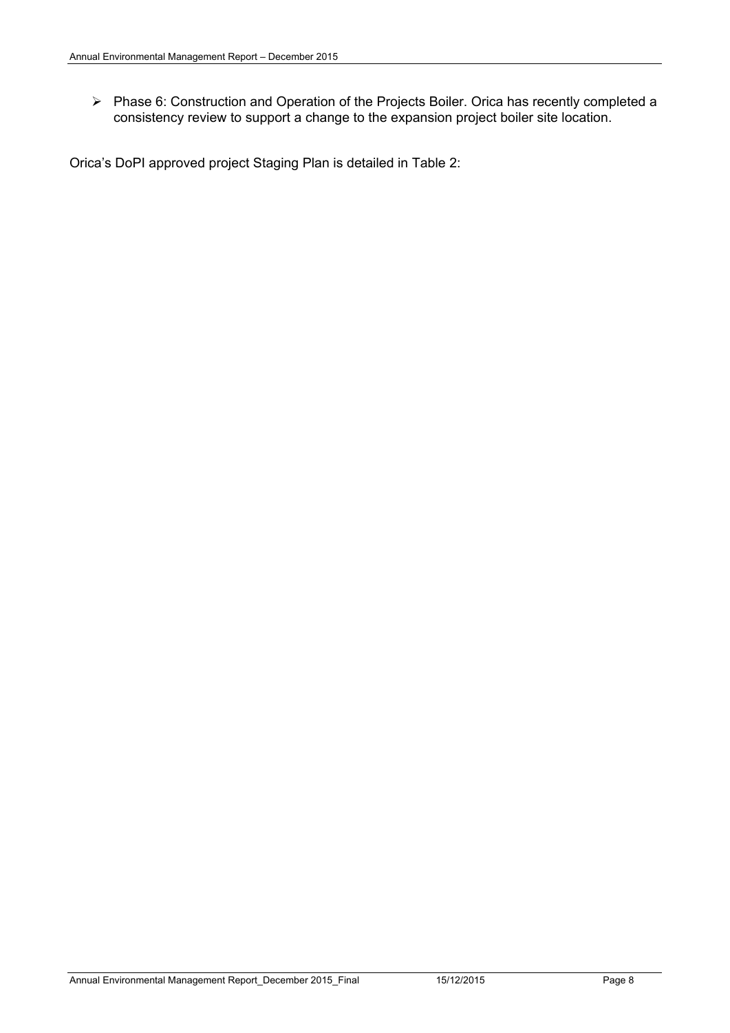- Phase 6: Construction and Operation of the Projects Boiler. Orica has recently completed a consistency review to support a change to the expansion project boiler site location.

Orica's DoPI approved project Staging Plan is detailed in Table 2: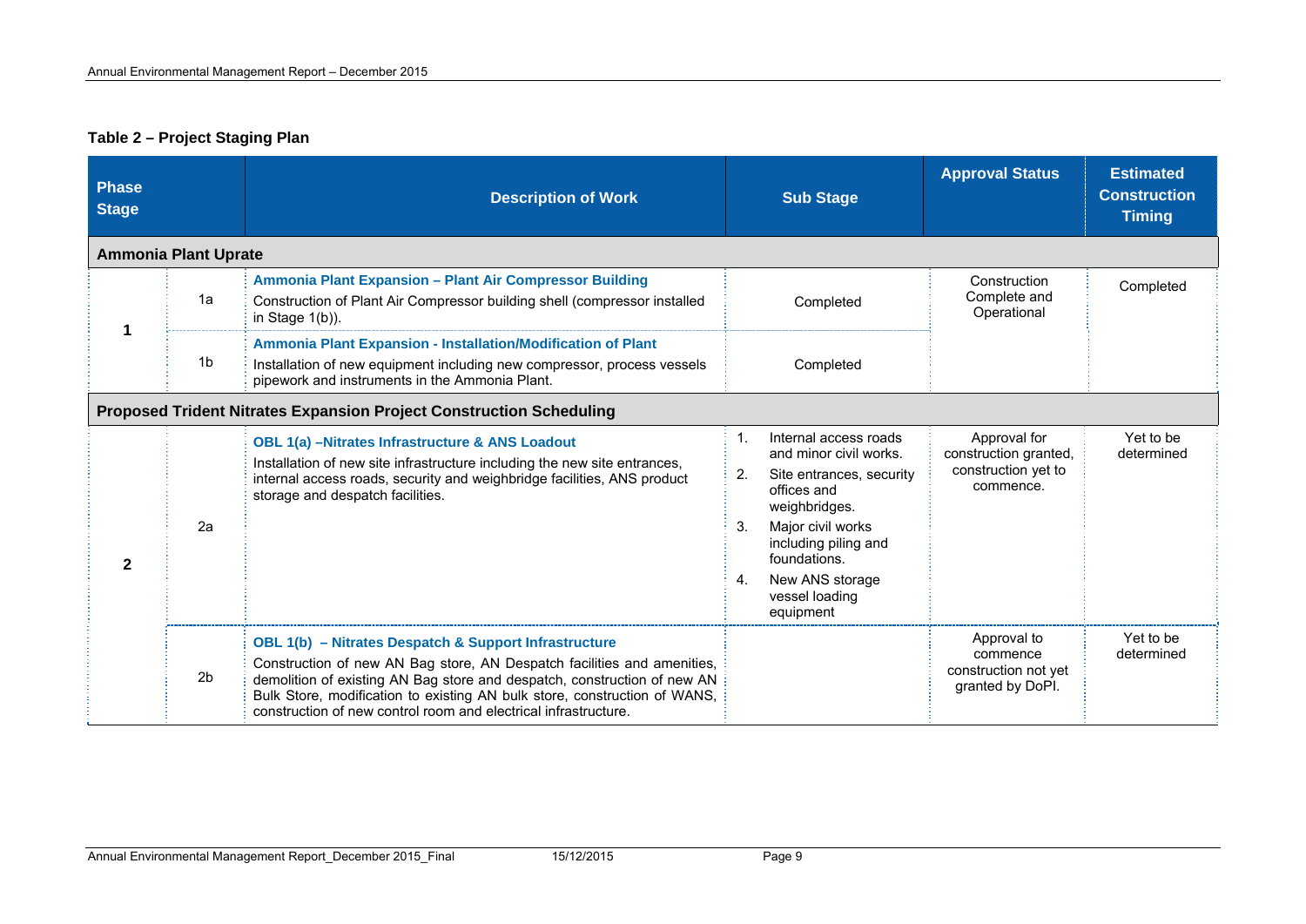**Table 2 – Project Staging Plan**

| Phase Stage | | Description of Work | Sub Stage | Approval Status | Estimated Construction Timing |
|---|---|---|---|---|---|
| **Ammonia Plant Uprate** | | | | | |
| 1 | 1a | **Ammonia Plant Expansion – Plant Air Compressor Building** Construction of Plant Air Compressor building shell (compressor installed in Stage 1(b)). | Completed | Construction Complete and Operational | Completed |
| | 1b | **Ammonia Plant Expansion - Installation/Modification of Plant** Installation of new equipment including new compressor, process vessels pipework and instruments in the Ammonia Plant. | Completed | | |
| **Proposed Trident Nitrates Expansion Project Construction Scheduling** | | | | | |
| 2 | 2a | **OBL 1(a) –Nitrates Infrastructure & ANS Loadout** Installation of new site infrastructure including the new site entrances, internal access roads, security and weighbridge facilities, ANS product storage and despatch facilities. | 1. Internal access roads and minor civil works. 2. Site entrances, security offices and weighbridges. 3. Major civil works including piling and foundations. 4. New ANS storage vessel loading equipment | Approval for construction granted, construction yet to commence. | Yet to be determined |
| | 2b | **OBL 1(b) – Nitrates Despatch & Support Infrastructure** Construction of new AN Bag store, AN Despatch facilities and amenities, demolition of existing AN Bag store and despatch, construction of new AN Bulk Store, modification to existing AN bulk store, construction of WANS, construction of new control room and electrical infrastructure. | | Approval to commence construction not yet granted by DoPI. | Yet to be determined |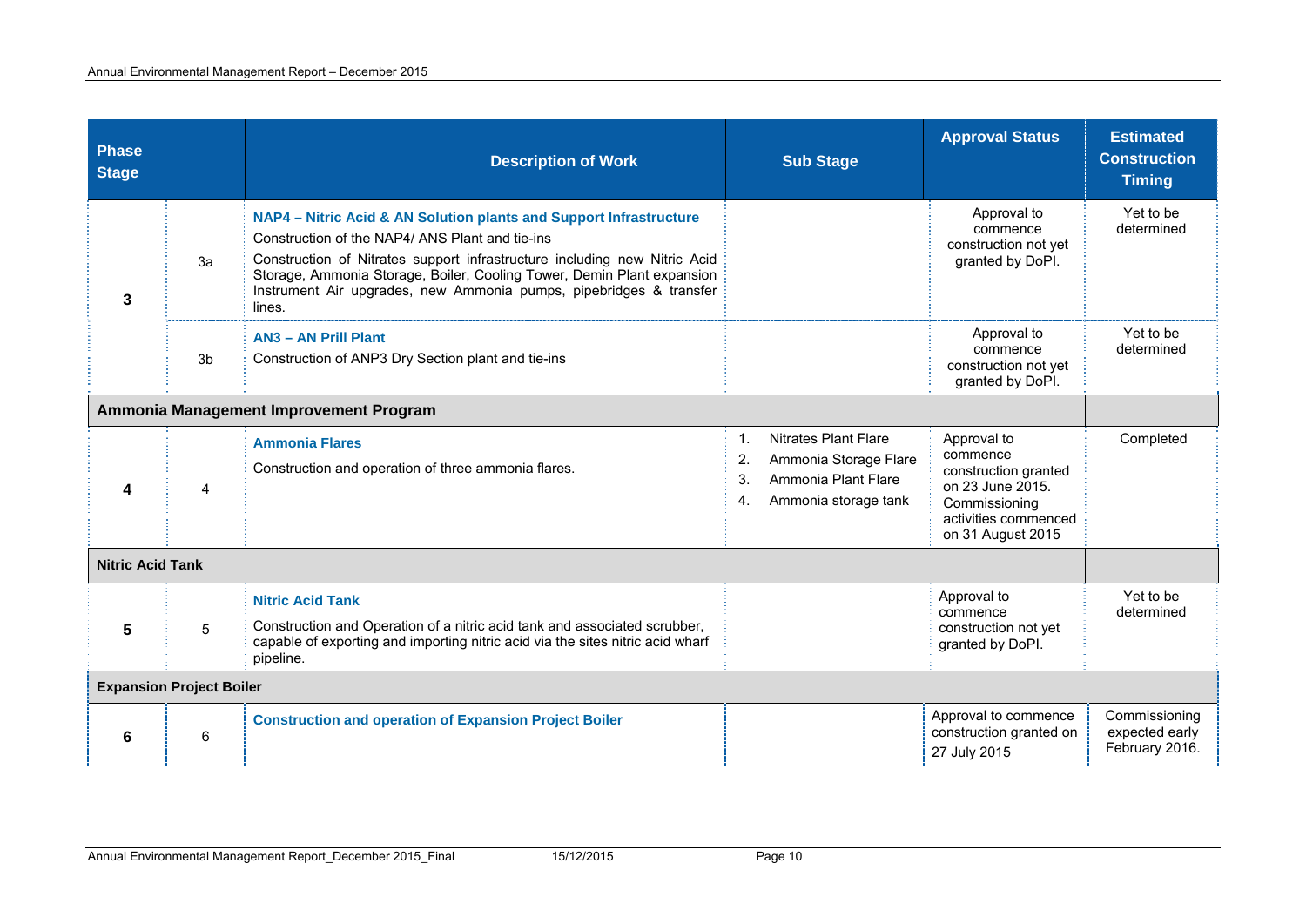| Phase Stage | | Description of Work | Sub Stage | Approval Status | Estimated Construction Timing |
|---|---|---|---|---|---|
| 3 | 3a | **NAP4 – Nitric Acid & AN Solution plants and Support Infrastructure**<br>Construction of the NAP4/ ANS Plant and tie-ins<br>Construction of Nitrates support infrastructure including new Nitric Acid Storage, Ammonia Storage, Boiler, Cooling Tower, Demin Plant expansion Instrument Air upgrades, new Ammonia pumps, pipebridges & transfer lines. | | Approval to commence construction not yet granted by DoPI. | Yet to be determined |
| | 3b | **AN3 – AN Prill Plant**<br>Construction of ANP3 Dry Section plant and tie-ins | | Approval to commence construction not yet granted by DoPI. | Yet to be determined |
| **Ammonia Management Improvement Program** | | | | | |
| 4 | 4 | **Ammonia Flares**<br>Construction and operation of three ammonia flares. | 1. Nitrates Plant Flare<br>2. Ammonia Storage Flare<br>3. Ammonia Plant Flare<br>4. Ammonia storage tank | Approval to commence construction granted on 23 June 2015. Commissioning activities commenced on 31 August 2015 | Completed |
| **Nitric Acid Tank** | | | | | |
| 5 | 5 | **Nitric Acid Tank**<br>Construction and Operation of a nitric acid tank and associated scrubber, capable of exporting and importing nitric acid via the sites nitric acid wharf pipeline. | | Approval to commence construction not yet granted by DoPI. | Yet to be determined |
| **Expansion Project Boiler** | | | | | |
| 6 | 6 | **Construction and operation of Expansion Project Boiler** | | Approval to commence construction granted on 27 July 2015 | Commissioning expected early February 2016. |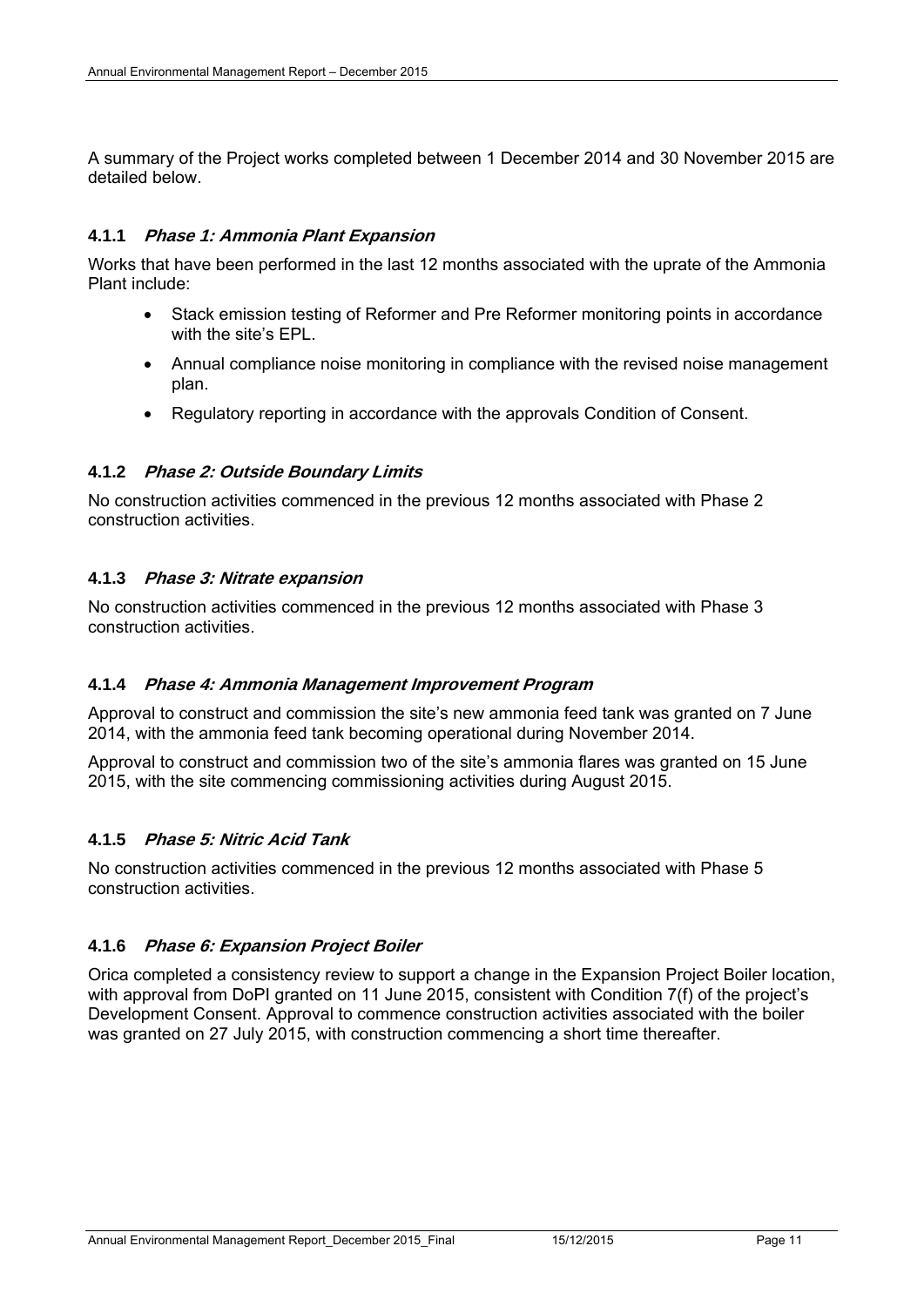A summary of the Project works completed between 1 December 2014 and 30 November 2015 are detailed below.

### 4.1.1 *Phase 1: Ammonia Plant Expansion*

Works that have been performed in the last 12 months associated with the uprate of the Ammonia Plant include:

- Stack emission testing of Reformer and Pre Reformer monitoring points in accordance with the site's EPL.
- Annual compliance noise monitoring in compliance with the revised noise management plan.
- Regulatory reporting in accordance with the approvals Condition of Consent.

### 4.1.2 *Phase 2: Outside Boundary Limits*

No construction activities commenced in the previous 12 months associated with Phase 2 construction activities.

### 4.1.3 *Phase 3: Nitrate expansion*

No construction activities commenced in the previous 12 months associated with Phase 3 construction activities.

### 4.1.4 *Phase 4: Ammonia Management Improvement Program*

Approval to construct and commission the site's new ammonia feed tank was granted on 7 June 2014, with the ammonia feed tank becoming operational during November 2014.

Approval to construct and commission two of the site's ammonia flares was granted on 15 June 2015, with the site commencing commissioning activities during August 2015.

### 4.1.5 *Phase 5: Nitric Acid Tank*

No construction activities commenced in the previous 12 months associated with Phase 5 construction activities.

### 4.1.6 *Phase 6: Expansion Project Boiler*

Orica completed a consistency review to support a change in the Expansion Project Boiler location, with approval from DoPI granted on 11 June 2015, consistent with Condition 7(f) of the project's Development Consent. Approval to commence construction activities associated with the boiler was granted on 27 July 2015, with construction commencing a short time thereafter.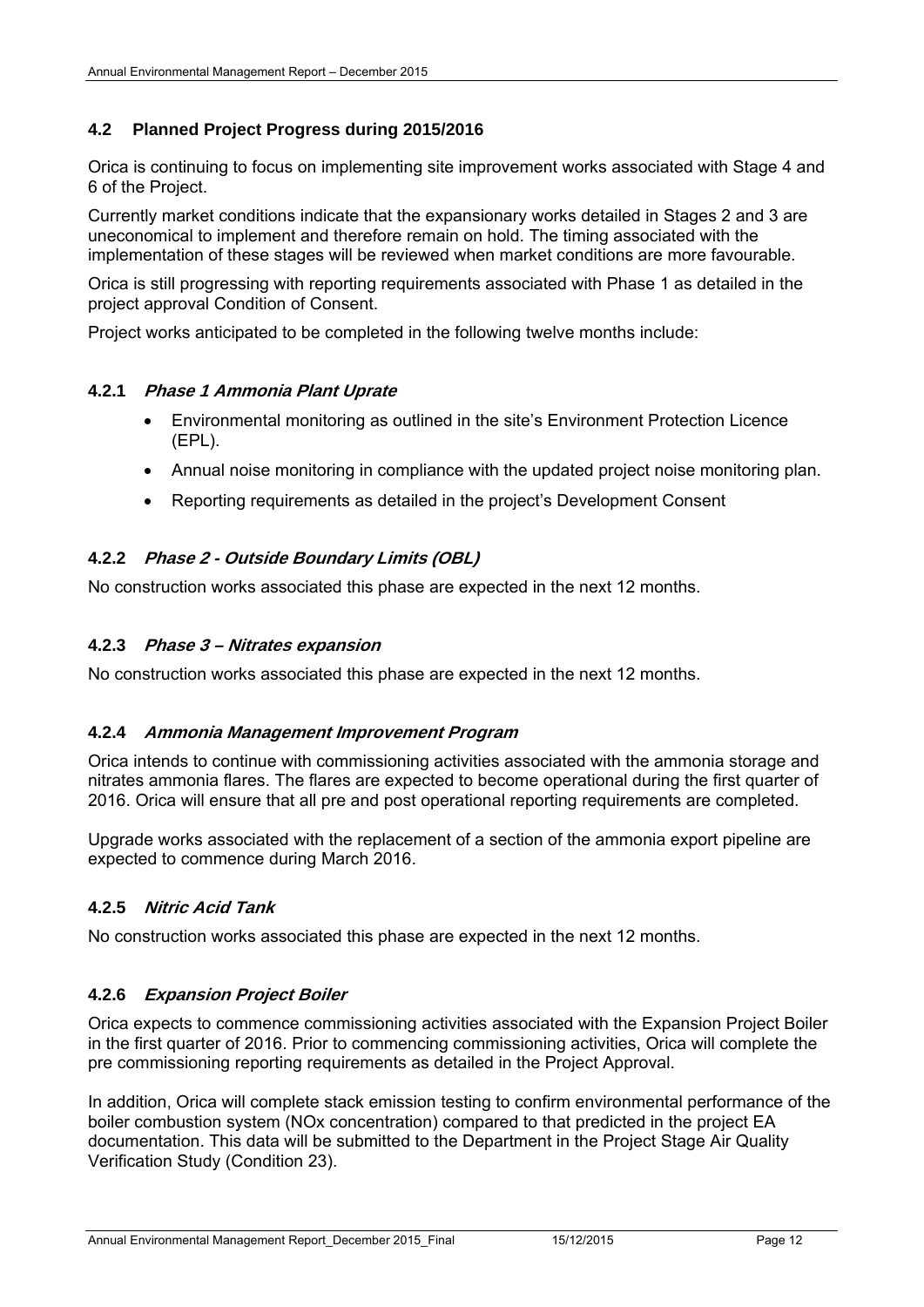## 4.2 Planned Project Progress during 2015/2016

Orica is continuing to focus on implementing site improvement works associated with Stage 4 and 6 of the Project.

Currently market conditions indicate that the expansionary works detailed in Stages 2 and 3 are uneconomical to implement and therefore remain on hold. The timing associated with the implementation of these stages will be reviewed when market conditions are more favourable.

Orica is still progressing with reporting requirements associated with Phase 1 as detailed in the project approval Condition of Consent.

Project works anticipated to be completed in the following twelve months include:

### 4.2.1 *Phase 1 Ammonia Plant Uprate*

- Environmental monitoring as outlined in the site's Environment Protection Licence (EPL).
- Annual noise monitoring in compliance with the updated project noise monitoring plan.
- Reporting requirements as detailed in the project's Development Consent

### 4.2.2 *Phase 2 - Outside Boundary Limits (OBL)*

No construction works associated this phase are expected in the next 12 months.

### 4.2.3 *Phase 3 – Nitrates expansion*

No construction works associated this phase are expected in the next 12 months.

### 4.2.4 *Ammonia Management Improvement Program*

Orica intends to continue with commissioning activities associated with the ammonia storage and nitrates ammonia flares. The flares are expected to become operational during the first quarter of 2016. Orica will ensure that all pre and post operational reporting requirements are completed.

Upgrade works associated with the replacement of a section of the ammonia export pipeline are expected to commence during March 2016.

### 4.2.5 *Nitric Acid Tank*

No construction works associated this phase are expected in the next 12 months.

### 4.2.6 *Expansion Project Boiler*

Orica expects to commence commissioning activities associated with the Expansion Project Boiler in the first quarter of 2016. Prior to commencing commissioning activities, Orica will complete the pre commissioning reporting requirements as detailed in the Project Approval.

In addition, Orica will complete stack emission testing to confirm environmental performance of the boiler combustion system ($NO_x$ concentration) compared to that predicted in the project EA documentation. This data will be submitted to the Department in the Project Stage Air Quality Verification Study (Condition 23).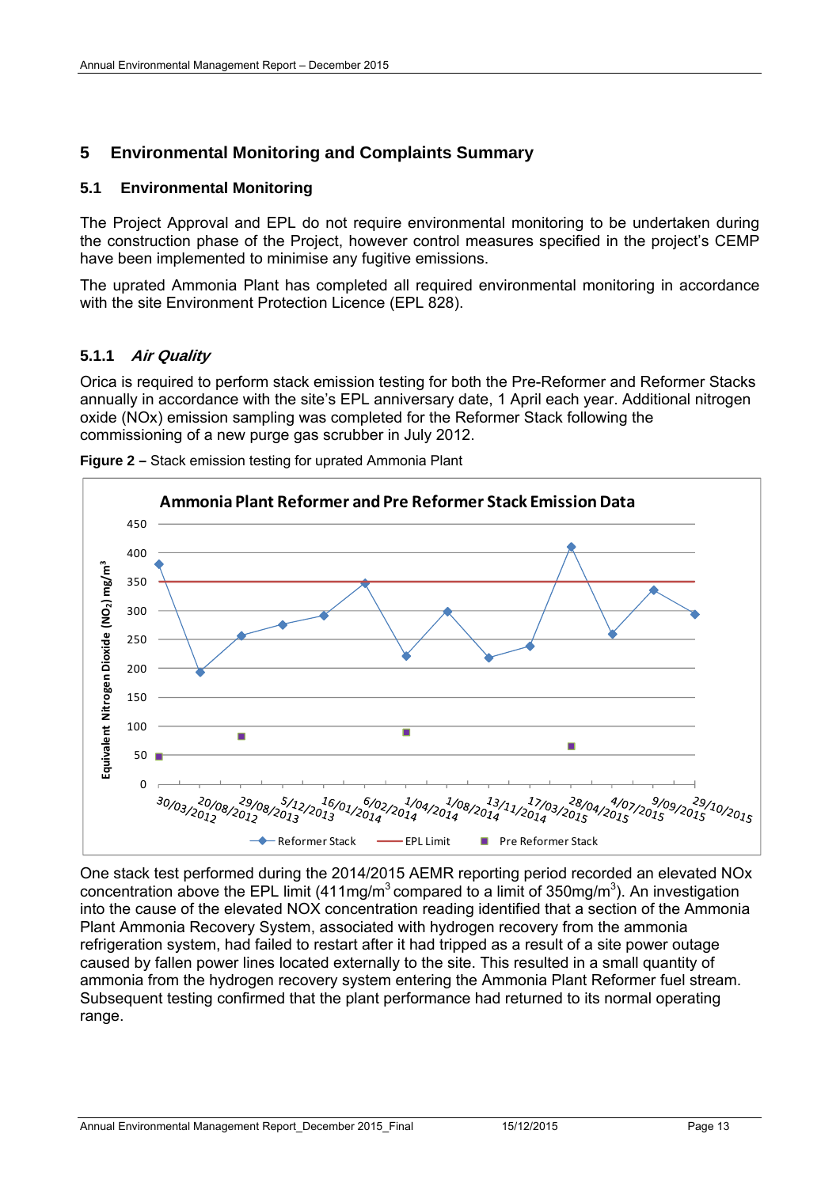# 5 Environmental Monitoring and Complaints Summary

## 5.1 Environmental Monitoring

The Project Approval and EPL do not require environmental monitoring to be undertaken during the construction phase of the Project, however control measures specified in the project's CEMP have been implemented to minimise any fugitive emissions.

The uprated Ammonia Plant has completed all required environmental monitoring in accordance with the site Environment Protection Licence (EPL 828).

### 5.1.1 *Air Quality*

Orica is required to perform stack emission testing for both the Pre-Reformer and Reformer Stacks annually in accordance with the site's EPL anniversary date, 1 April each year. Additional nitrogen oxide (NOx) emission sampling was completed for the Reformer Stack following the commissioning of a new purge gas scrubber in July 2012.

**Figure 2 –** Stack emission testing for uprated Ammonia Plant

One stack test performed during the 2014/2015 AEMR reporting period recorded an elevated NOx concentration above the EPL limit (411mg/m$^3$ compared to a limit of 350mg/m$^3$). An investigation into the cause of the elevated NOX concentration reading identified that a section of the Ammonia Plant Ammonia Recovery System, associated with hydrogen recovery from the ammonia refrigeration system, had failed to restart after it had tripped as a result of a site power outage caused by fallen power lines located externally to the site. This resulted in a small quantity of ammonia from the hydrogen recovery system entering the Ammonia Plant Reformer fuel stream. Subsequent testing confirmed that the plant performance had returned to its normal operating range.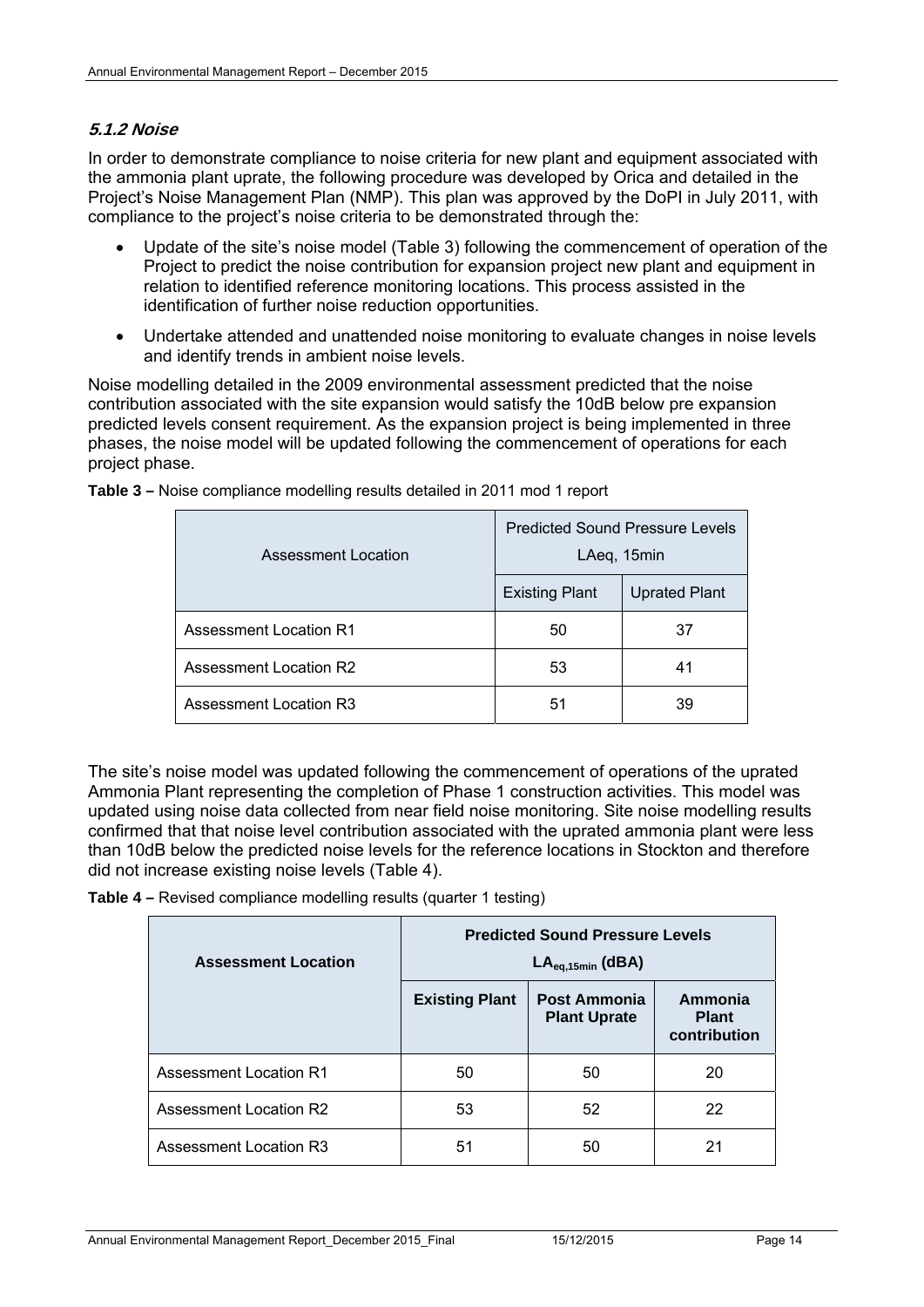### *5.1.2 Noise*

In order to demonstrate compliance to noise criteria for new plant and equipment associated with the ammonia plant uprate, the following procedure was developed by Orica and detailed in the Project's Noise Management Plan (NMP). This plan was approved by the DoPI in July 2011, with compliance to the project's noise criteria to be demonstrated through the:

- Update of the site's noise model (Table 3) following the commencement of operation of the Project to predict the noise contribution for expansion project new plant and equipment in relation to identified reference monitoring locations. This process assisted in the identification of further noise reduction opportunities.
- Undertake attended and unattended noise monitoring to evaluate changes in noise levels and identify trends in ambient noise levels.

Noise modelling detailed in the 2009 environmental assessment predicted that the noise contribution associated with the site expansion would satisfy the 10dB below pre expansion predicted levels consent requirement. As the expansion project is being implemented in three phases, the noise model will be updated following the commencement of operations for each project phase.

**Table 3 –** Noise compliance modelling results detailed in 2011 mod 1 report

| Assessment Location | Predicted Sound Pressure Levels LAeq, 15min | |
|---|---|---|
| | Existing Plant | Uprated Plant |
| Assessment Location R1 | 50 | 37 |
| Assessment Location R2 | 53 | 41 |
| Assessment Location R3 | 51 | 39 |

The site's noise model was updated following the commencement of operations of the uprated Ammonia Plant representing the completion of Phase 1 construction activities. This model was updated using noise data collected from near field noise monitoring. Site noise modelling results confirmed that that noise level contribution associated with the uprated ammonia plant were less than 10dB below the predicted noise levels for the reference locations in Stockton and therefore did not increase existing noise levels (Table 4).

**Table 4 –** Revised compliance modelling results (quarter 1 testing)

| **Assessment Location** | **Predicted Sound Pressure Levels $LA_{eq,15min}$ (dBA)** | | |
|---|---|---|---|
| | **Existing Plant** | **Post Ammonia Plant Uprate** | **Ammonia Plant contribution** |
| Assessment Location R1 | 50 | 50 | 20 |
| Assessment Location R2 | 53 | 52 | 22 |
| Assessment Location R3 | 51 | 50 | 21 |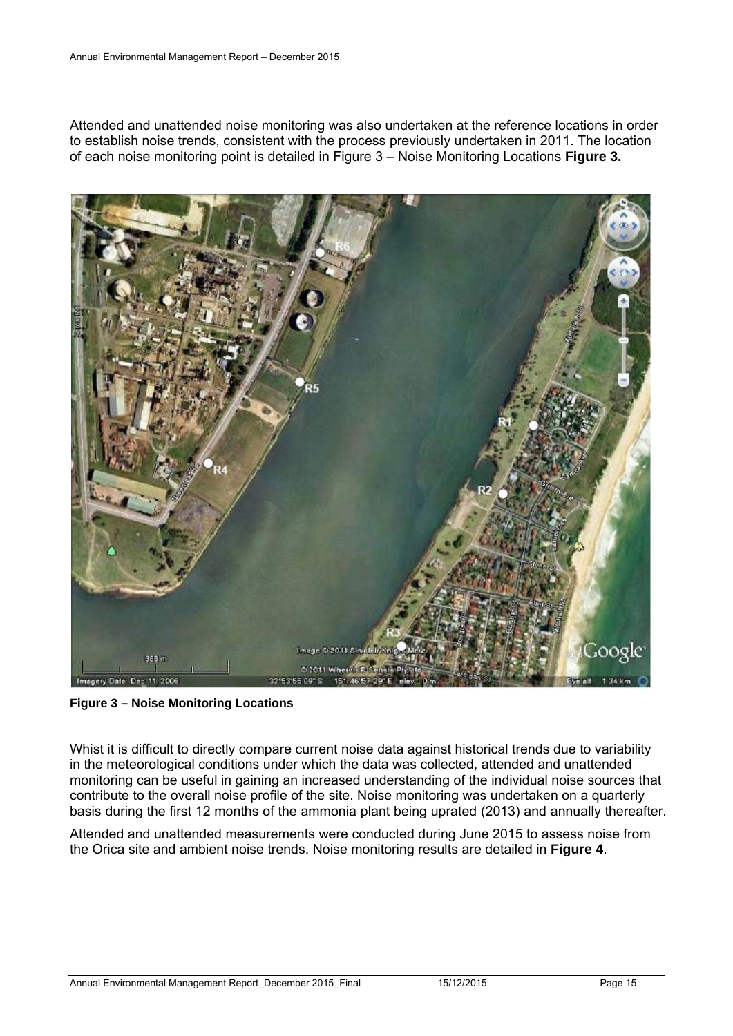Attended and unattended noise monitoring was also undertaken at the reference locations in order to establish noise trends, consistent with the process previously undertaken in 2011. The location of each noise monitoring point is detailed in Figure 3 – Noise Monitoring Locations **Figure 3.**

**Figure 3 – Noise Monitoring Locations**

Whist it is difficult to directly compare current noise data against historical trends due to variability in the meteorological conditions under which the data was collected, attended and unattended monitoring can be useful in gaining an increased understanding of the individual noise sources that contribute to the overall noise profile of the site. Noise monitoring was undertaken on a quarterly basis during the first 12 months of the ammonia plant being uprated (2013) and annually thereafter.

Attended and unattended measurements were conducted during June 2015 to assess noise from the Orica site and ambient noise trends. Noise monitoring results are detailed in **Figure 4**.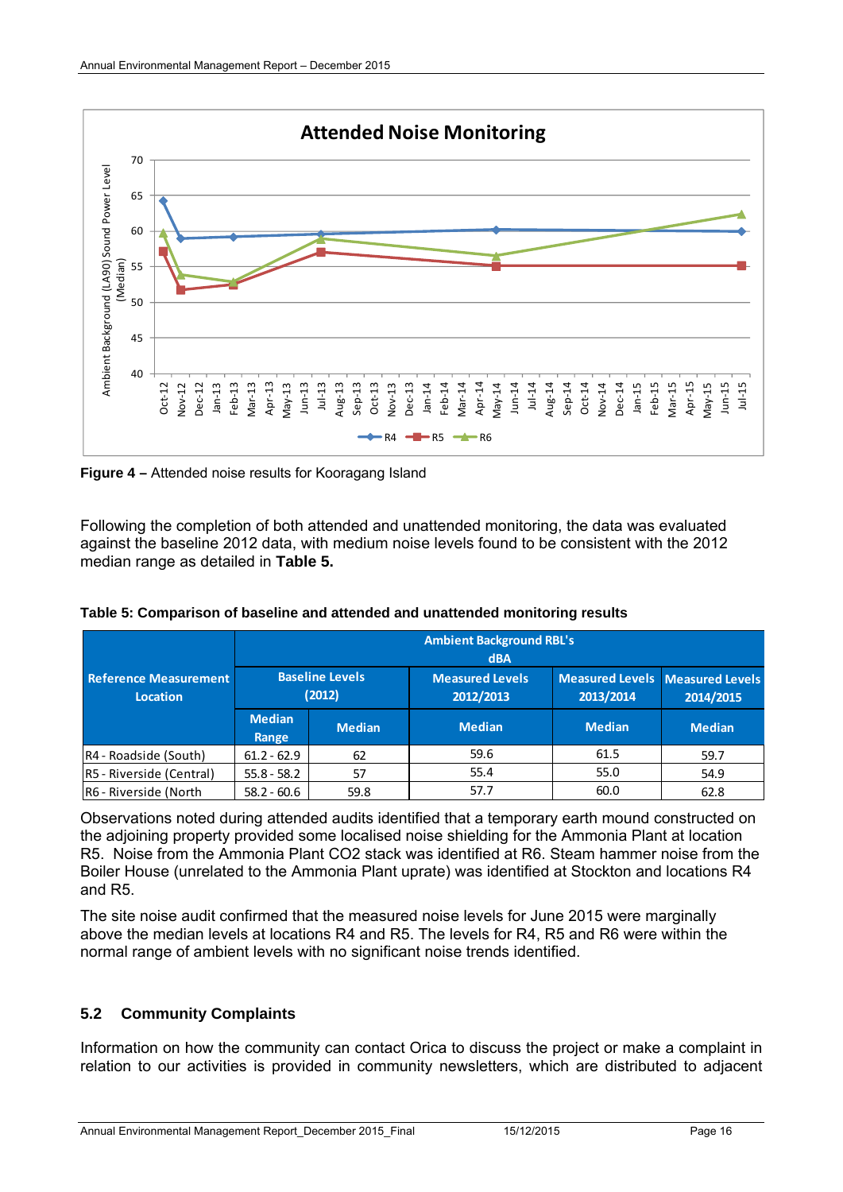**Figure 4 –** Attended noise results for Kooragang Island

Following the completion of both attended and unattended monitoring, the data was evaluated against the baseline 2012 data, with medium noise levels found to be consistent with the 2012 median range as detailed in **Table 5.**

**Table 5: Comparison of baseline and attended and unattended monitoring results**

| Reference Measurement Location | Ambient Background RBL's dBA | | | | |
|---|---|---|---|---|---|
| | Baseline Levels (2012) | | Measured Levels 2012/2013 | Measured Levels 2013/2014 | Measured Levels 2014/2015 |
| | Median Range | Median | Median | Median | Median |
| R4 - Roadside (South) | 61.2 - 62.9 | 62 | 59.6 | 61.5 | 59.7 |
| R5 - Riverside (Central) | 55.8 - 58.2 | 57 | 55.4 | 55.0 | 54.9 |
| R6 - Riverside (North | 58.2 - 60.6 | 59.8 | 57.7 | 60.0 | 62.8 |

Observations noted during attended audits identified that a temporary earth mound constructed on the adjoining property provided some localised noise shielding for the Ammonia Plant at location R5. Noise from the Ammonia Plant CO2 stack was identified at R6. Steam hammer noise from the Boiler House (unrelated to the Ammonia Plant uprate) was identified at Stockton and locations R4 and R5.

The site noise audit confirmed that the measured noise levels for June 2015 were marginally above the median levels at locations R4 and R5. The levels for R4, R5 and R6 were within the normal range of ambient levels with no significant noise trends identified.

### 5.2 Community Complaints

Information on how the community can contact Orica to discuss the project or make a complaint in relation to our activities is provided in community newsletters, which are distributed to adjacent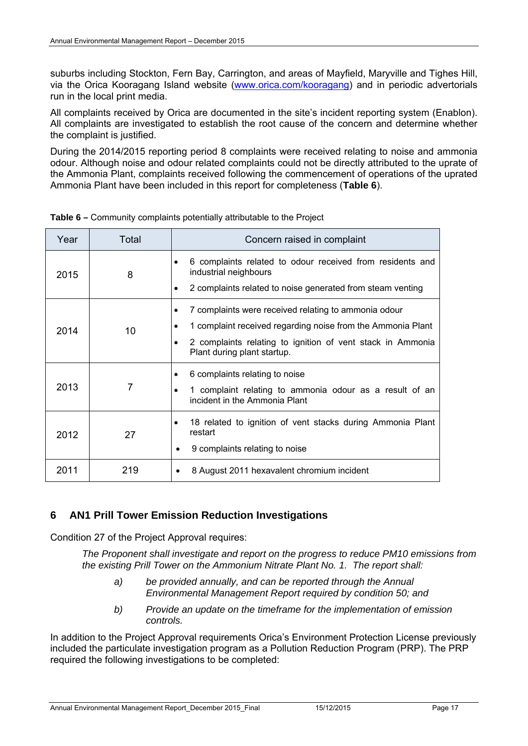suburbs including Stockton, Fern Bay, Carrington, and areas of Mayfield, Maryville and Tighes Hill, via the Orica Kooragang Island website ([www.orica.com/kooragang](www.orica.com/kooragang)) and in periodic advertorials run in the local print media.

All complaints received by Orica are documented in the site's incident reporting system (Enablon). All complaints are investigated to establish the root cause of the concern and determine whether the complaint is justified.

During the 2014/2015 reporting period 8 complaints were received relating to noise and ammonia odour. Although noise and odour related complaints could not be directly attributed to the uprate of the Ammonia Plant, complaints received following the commencement of operations of the uprated Ammonia Plant have been included in this report for completeness (**Table 6**).

**Table 6 –** Community complaints potentially attributable to the Project

| Year | Total | Concern raised in complaint |
|---|---|---|
| 2015 | 8 | • 6 complaints related to odour received from residents and industrial neighbours<br>• 2 complaints related to noise generated from steam venting |
| 2014 | 10 | • 7 complaints were received relating to ammonia odour<br>• 1 complaint received regarding noise from the Ammonia Plant<br>• 2 complaints relating to ignition of vent stack in Ammonia Plant during plant startup. |
| 2013 | 7 | • 6 complaints relating to noise<br>• 1 complaint relating to ammonia odour as a result of an incident in the Ammonia Plant |
| 2012 | 27 | • 18 related to ignition of vent stacks during Ammonia Plant restart<br>• 9 complaints relating to noise |
| 2011 | 219 | • 8 August 2011 hexavalent chromium incident |

## 6 AN1 Prill Tower Emission Reduction Investigations

Condition 27 of the Project Approval requires:

> *The Proponent shall investigate and report on the progress to reduce PM10 emissions from the existing Prill Tower on the Ammonium Nitrate Plant No. 1. The report shall:*
>
> *a) be provided annually, and can be reported through the Annual Environmental Management Report required by condition 50; and*
>
> *b) Provide an update on the timeframe for the implementation of emission controls.*

In addition to the Project Approval requirements Orica's Environment Protection License previously included the particulate investigation program as a Pollution Reduction Program (PRP). The PRP required the following investigations to be completed: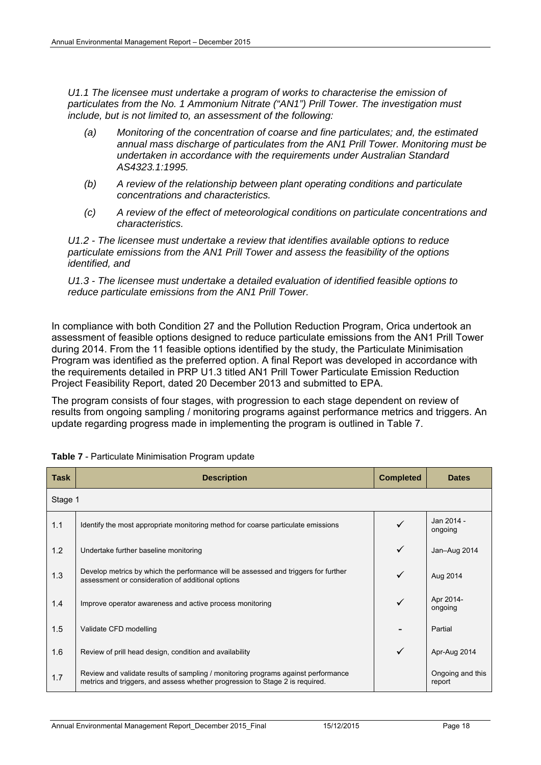*U1.1 The licensee must undertake a program of works to characterise the emission of particulates from the No. 1 Ammonium Nitrate ("AN1") Prill Tower. The investigation must include, but is not limited to, an assessment of the following:*

- *(a) Monitoring of the concentration of coarse and fine particulates; and, the estimated annual mass discharge of particulates from the AN1 Prill Tower. Monitoring must be undertaken in accordance with the requirements under Australian Standard AS4323.1:1995.*
- *(b) A review of the relationship between plant operating conditions and particulate concentrations and characteristics.*
- *(c) A review of the effect of meteorological conditions on particulate concentrations and characteristics.*

*U1.2 - The licensee must undertake a review that identifies available options to reduce particulate emissions from the AN1 Prill Tower and assess the feasibility of the options identified, and*

*U1.3 - The licensee must undertake a detailed evaluation of identified feasible options to reduce particulate emissions from the AN1 Prill Tower.*

In compliance with both Condition 27 and the Pollution Reduction Program, Orica undertook an assessment of feasible options designed to reduce particulate emissions from the AN1 Prill Tower during 2014. From the 11 feasible options identified by the study, the Particulate Minimisation Program was identified as the preferred option. A final Report was developed in accordance with the requirements detailed in PRP U1.3 titled AN1 Prill Tower Particulate Emission Reduction Project Feasibility Report, dated 20 December 2013 and submitted to EPA.

The program consists of four stages, with progression to each stage dependent on review of results from ongoing sampling / monitoring programs against performance metrics and triggers. An update regarding progress made in implementing the program is outlined in Table 7.

**Table 7** - Particulate Minimisation Program update

| Task | Description | Completed | Dates |
|---|---|---|---|
| Stage 1 | | | |
| 1.1 | Identify the most appropriate monitoring method for coarse particulate emissions | ✓ | Jan 2014 - ongoing |
| 1.2 | Undertake further baseline monitoring | ✓ | Jan–Aug 2014 |
| 1.3 | Develop metrics by which the performance will be assessed and triggers for further assessment or consideration of additional options | ✓ | Aug 2014 |
| 1.4 | Improve operator awareness and active process monitoring | ✓ | Apr 2014-ongoing |
| 1.5 | Validate CFD modelling | - | Partial |
| 1.6 | Review of prill head design, condition and availability | ✓ | Apr-Aug 2014 |
| 1.7 | Review and validate results of sampling / monitoring programs against performance metrics and triggers, and assess whether progression to Stage 2 is required. | | Ongoing and this report |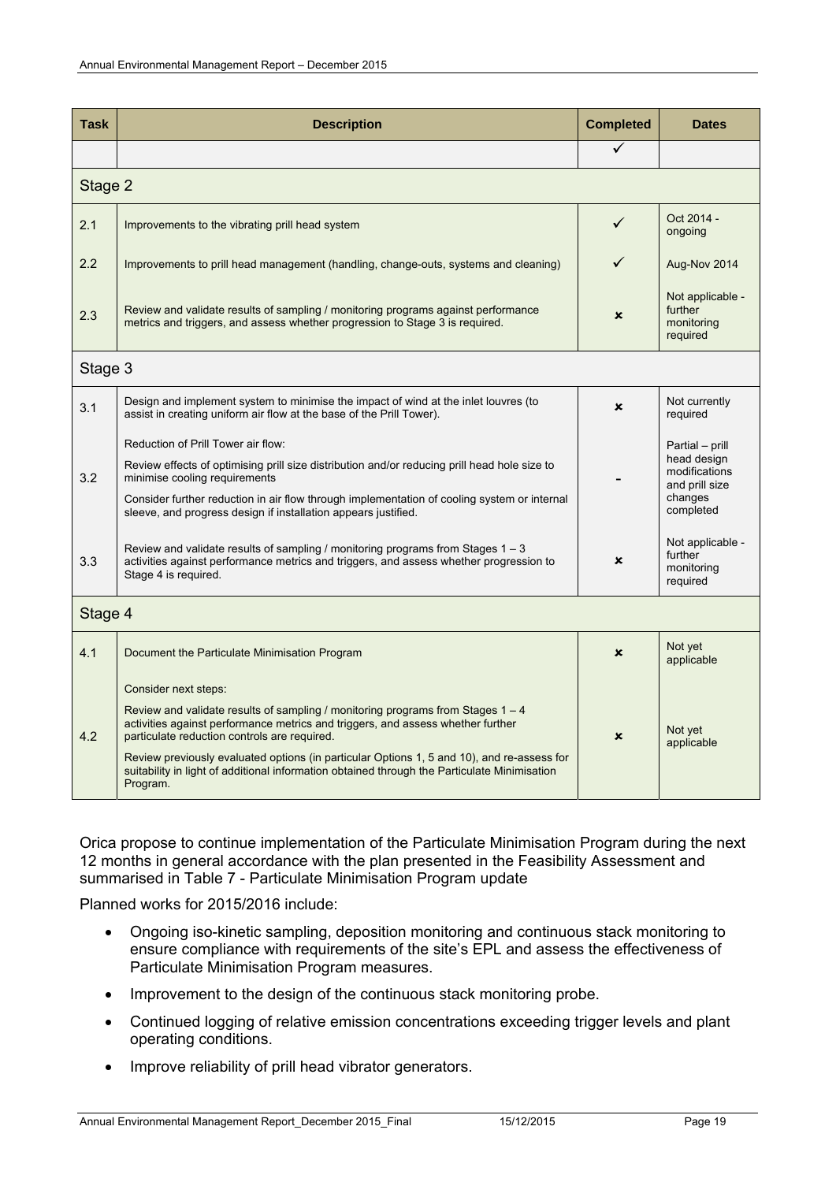| Task | Description | Completed | Dates |
|---|---|---|---|
| | | ✓ | |
| Stage 2 | | | |
| 2.1 | Improvements to the vibrating prill head system | ✓ | Oct 2014 - ongoing |
| 2.2 | Improvements to prill head management (handling, change-outs, systems and cleaning) | ✓ | Aug-Nov 2014 |
| 2.3 | Review and validate results of sampling / monitoring programs against performance metrics and triggers, and assess whether progression to Stage 3 is required. | ✗ | Not applicable - further monitoring required |
| Stage 3 | | | |
| 3.1 | Design and implement system to minimise the impact of wind at the inlet louvres (to assist in creating uniform air flow at the base of the Prill Tower). | ✗ | Not currently required |
| 3.2 | Reduction of Prill Tower air flow:<br>Review effects of optimising prill size distribution and/or reducing prill head hole size to minimise cooling requirements<br>Consider further reduction in air flow through implementation of cooling system or internal sleeve, and progress design if installation appears justified. | - | Partial – prill head design modifications and prill size changes completed |
| 3.3 | Review and validate results of sampling / monitoring programs from Stages 1 – 3 activities against performance metrics and triggers, and assess whether progression to Stage 4 is required. | ✗ | Not applicable - further monitoring required |
| Stage 4 | | | |
| 4.1 | Document the Particulate Minimisation Program | ✗ | Not yet applicable |
| 4.2 | Consider next steps:<br>Review and validate results of sampling / monitoring programs from Stages 1 – 4 activities against performance metrics and triggers, and assess whether further particulate reduction controls are required.<br>Review previously evaluated options (in particular Options 1, 5 and 10), and re-assess for suitability in light of additional information obtained through the Particulate Minimisation Program. | ✗ | Not yet applicable |

Orica propose to continue implementation of the Particulate Minimisation Program during the next 12 months in general accordance with the plan presented in the Feasibility Assessment and summarised in Table 7 - Particulate Minimisation Program update

Planned works for 2015/2016 include:

- Ongoing iso-kinetic sampling, deposition monitoring and continuous stack monitoring to ensure compliance with requirements of the site's EPL and assess the effectiveness of Particulate Minimisation Program measures.
- Improvement to the design of the continuous stack monitoring probe.
- Continued logging of relative emission concentrations exceeding trigger levels and plant operating conditions.
- Improve reliability of prill head vibrator generators.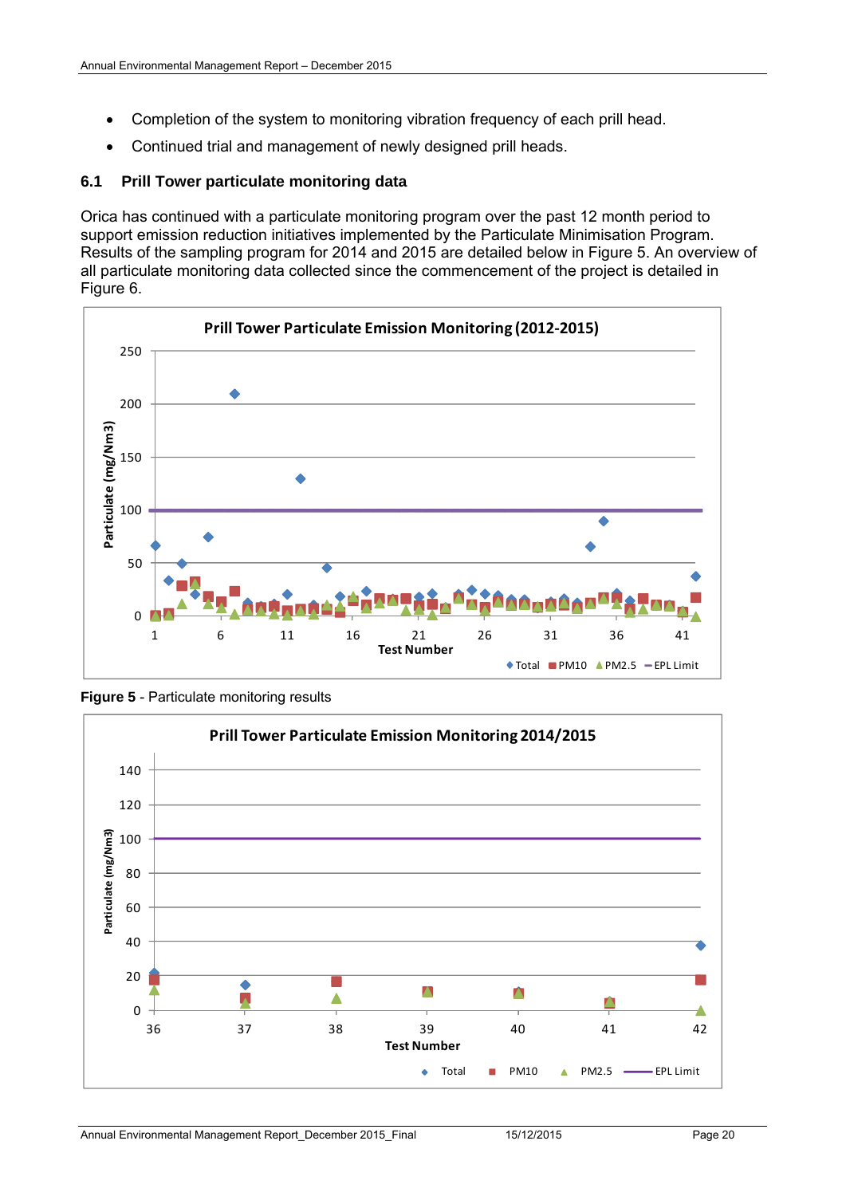- Completion of the system to monitoring vibration frequency of each prill head.
- Continued trial and management of newly designed prill heads.

## 6.1 Prill Tower particulate monitoring data

Orica has continued with a particulate monitoring program over the past 12 month period to support emission reduction initiatives implemented by the Particulate Minimisation Program. Results of the sampling program for 2014 and 2015 are detailed below in Figure 5. An overview of all particulate monitoring data collected since the commencement of the project is detailed in Figure 6.

**Figure 5** - Particulate monitoring results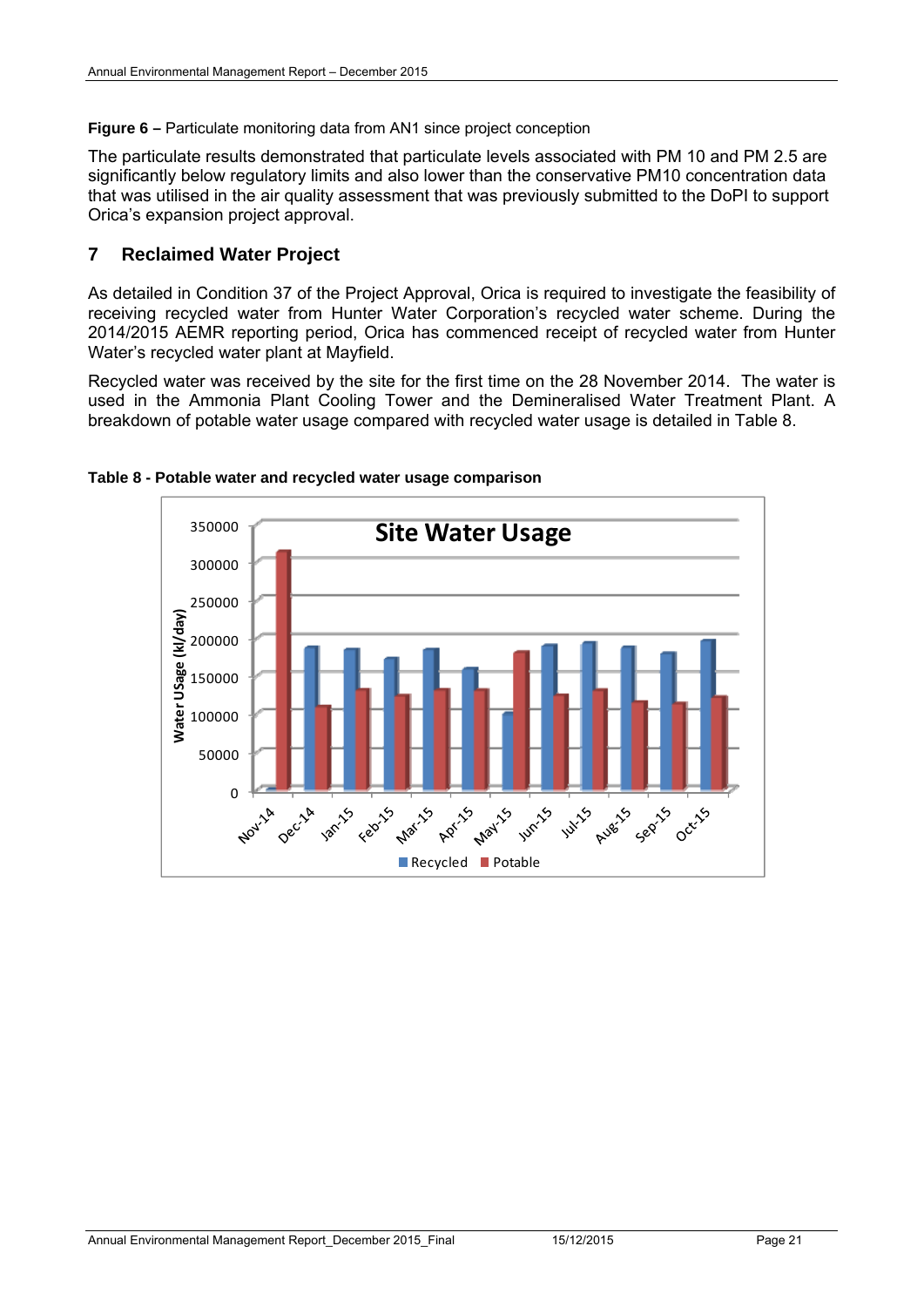**Figure 6 –** Particulate monitoring data from AN1 since project conception

The particulate results demonstrated that particulate levels associated with PM 10 and PM 2.5 are significantly below regulatory limits and also lower than the conservative PM10 concentration data that was utilised in the air quality assessment that was previously submitted to the DoPI to support Orica's expansion project approval.

## 7 Reclaimed Water Project

As detailed in Condition 37 of the Project Approval, Orica is required to investigate the feasibility of receiving recycled water from Hunter Water Corporation's recycled water scheme. During the 2014/2015 AEMR reporting period, Orica has commenced receipt of recycled water from Hunter Water's recycled water plant at Mayfield.

Recycled water was received by the site for the first time on the 28 November 2014. The water is used in the Ammonia Plant Cooling Tower and the Demineralised Water Treatment Plant. A breakdown of potable water usage compared with recycled water usage is detailed in Table 8.

**Table 8 - Potable water and recycled water usage comparison**

**Site Water Usage**

| Month | Recycled (kl/day) | Potable (kl/day) |
|---|---|---|
| Nov-14 | ~2000 | ~313000 |
| Dec-14 | ~187000 | ~109000 |
| Jan-15 | ~185000 | ~131000 |
| Feb-15 | ~173000 | ~124000 |
| Mar-15 | ~185000 | ~131000 |
| Apr-15 | ~159000 | ~131000 |
| May-15 | ~101000 | ~181000 |
| Jun-15 | ~190000 | ~125000 |
| Jul-15 | ~193000 | ~131000 |
| Aug-15 | ~187000 | ~115000 |
| Sep-15 | ~180000 | ~114000 |
| Oct-15 | ~197000 | ~122000 |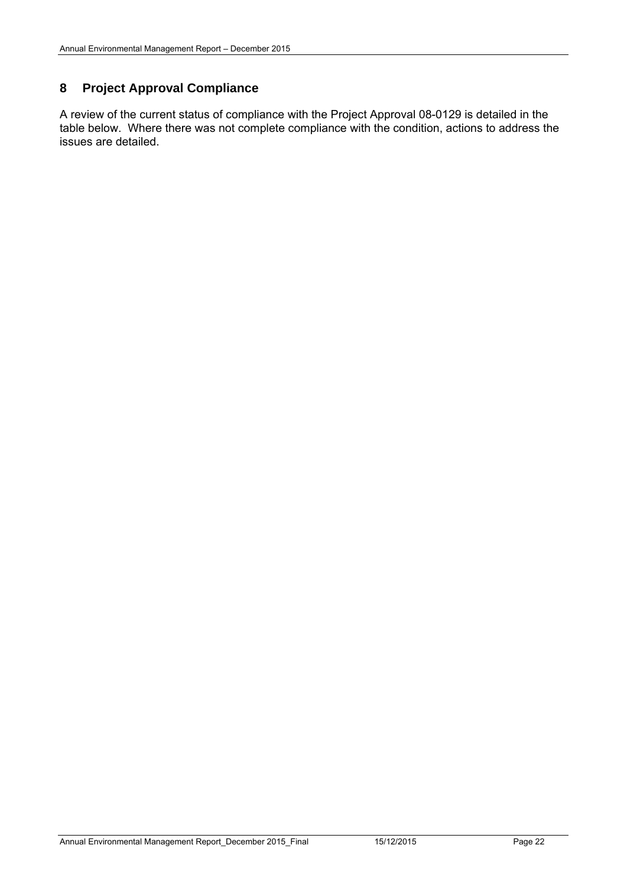# 8 Project Approval Compliance

A review of the current status of compliance with the Project Approval 08-0129 is detailed in the table below. Where there was not complete compliance with the condition, actions to address the issues are detailed.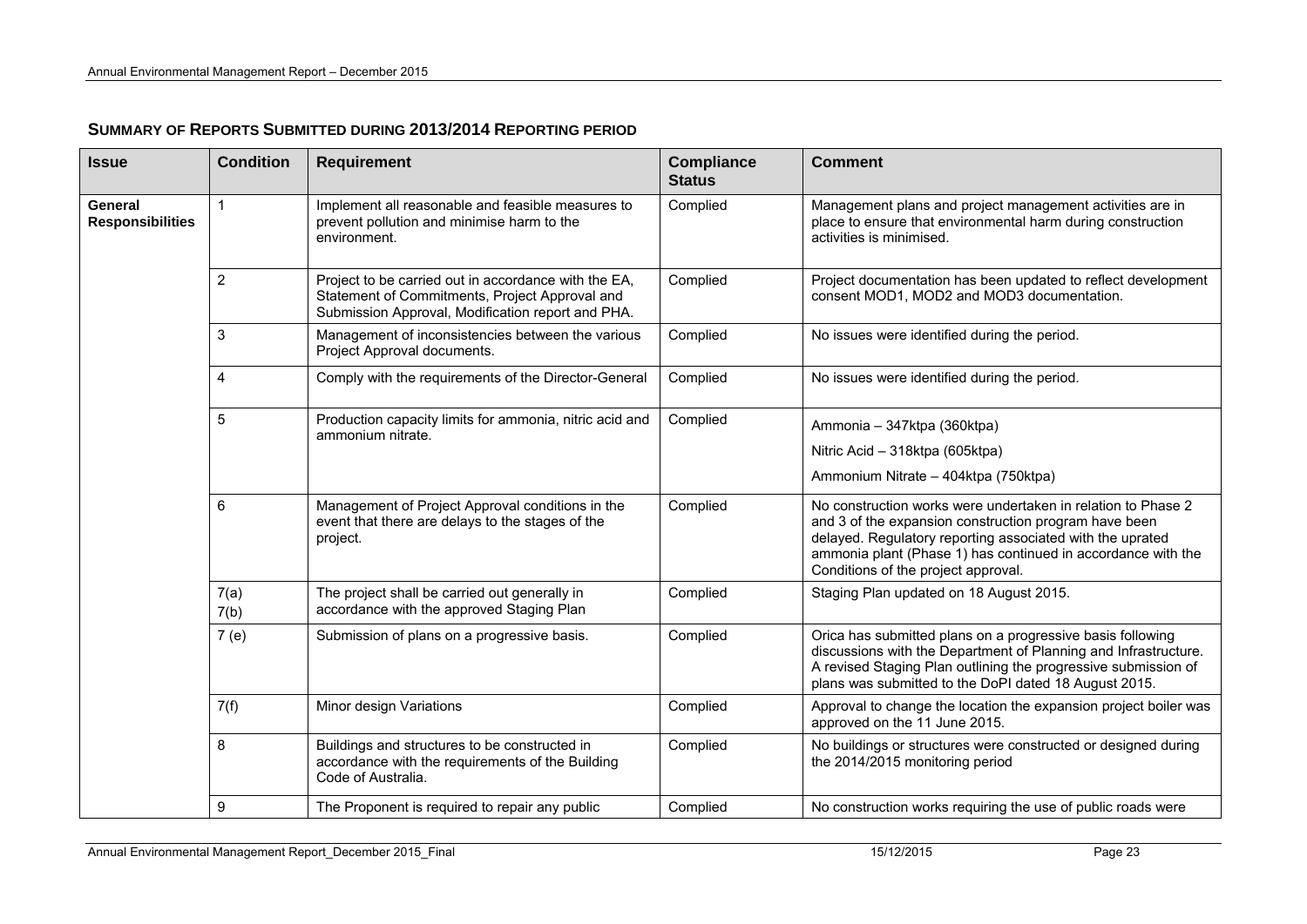## SUMMARY OF REPORTS SUBMITTED DURING 2013/2014 REPORTING PERIOD

| Issue | Condition | Requirement | Compliance Status | Comment |
|---|---|---|---|---|
| **General Responsibilities** | 1 | Implement all reasonable and feasible measures to prevent pollution and minimise harm to the environment. | Complied | Management plans and project management activities are in place to ensure that environmental harm during construction activities is minimised. |
| | 2 | Project to be carried out in accordance with the EA, Statement of Commitments, Project Approval and Submission Approval, Modification report and PHA. | Complied | Project documentation has been updated to reflect development consent MOD1, MOD2 and MOD3 documentation. |
| | 3 | Management of inconsistencies between the various Project Approval documents. | Complied | No issues were identified during the period. |
| | 4 | Comply with the requirements of the Director-General | Complied | No issues were identified during the period. |
| | 5 | Production capacity limits for ammonia, nitric acid and ammonium nitrate. | Complied | Ammonia – 347ktpa (360ktpa)<br>Nitric Acid – 318ktpa (605ktpa)<br>Ammonium Nitrate – 404ktpa (750ktpa) |
| | 6 | Management of Project Approval conditions in the event that there are delays to the stages of the project. | Complied | No construction works were undertaken in relation to Phase 2 and 3 of the expansion construction program have been delayed. Regulatory reporting associated with the uprated ammonia plant (Phase 1) has continued in accordance with the Conditions of the project approval. |
| | 7(a)<br>7(b) | The project shall be carried out generally in accordance with the approved Staging Plan | Complied | Staging Plan updated on 18 August 2015. |
| | 7 (e) | Submission of plans on a progressive basis. | Complied | Orica has submitted plans on a progressive basis following discussions with the Department of Planning and Infrastructure. A revised Staging Plan outlining the progressive submission of plans was submitted to the DoPI dated 18 August 2015. |
| | 7(f) | Minor design Variations | Complied | Approval to change the location the expansion project boiler was approved on the 11 June 2015. |
| | 8 | Buildings and structures to be constructed in accordance with the requirements of the Building Code of Australia. | Complied | No buildings or structures were constructed or designed during the 2014/2015 monitoring period |
| | 9 | The Proponent is required to repair any public | Complied | No construction works requiring the use of public roads were |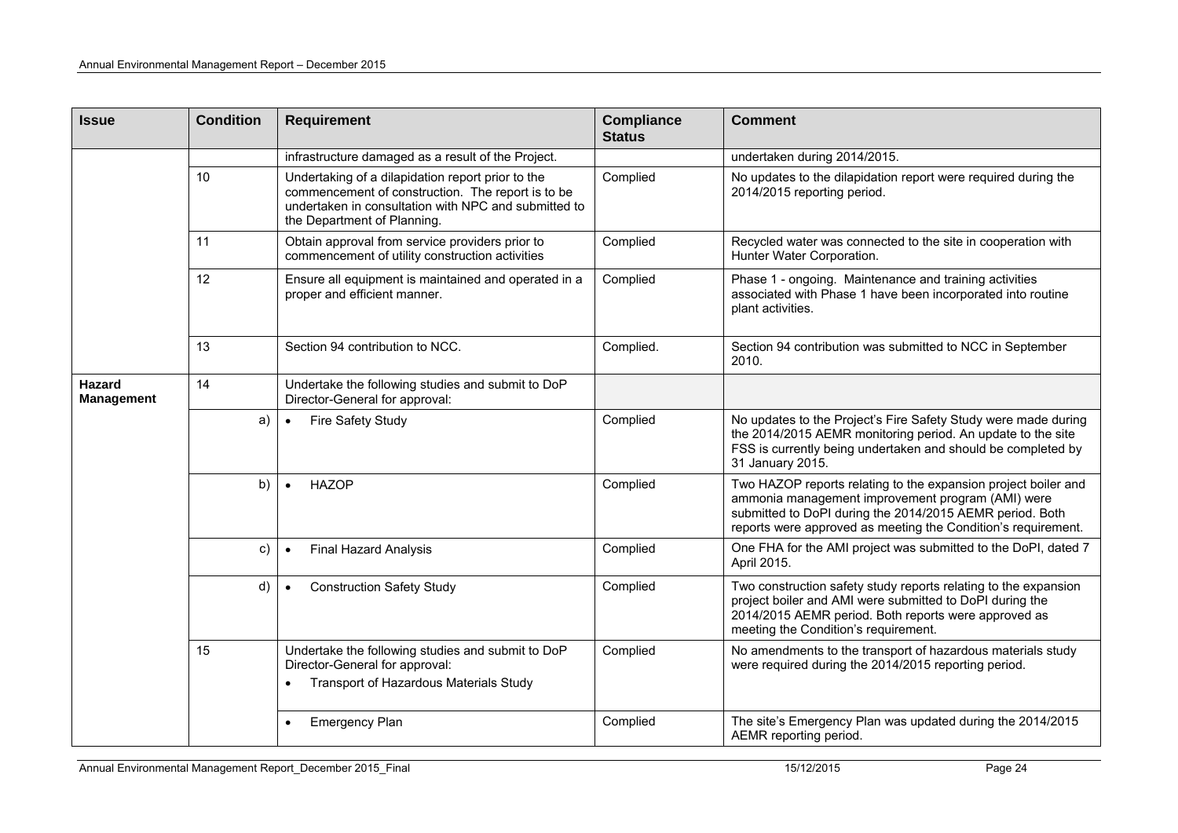| Issue | Condition | Requirement | Compliance Status | Comment |
|---|---|---|---|---|
| | | infrastructure damaged as a result of the Project. | | undertaken during 2014/2015. |
| | 10 | Undertaking of a dilapidation report prior to the commencement of construction. The report is to be undertaken in consultation with NPC and submitted to the Department of Planning. | Complied | No updates to the dilapidation report were required during the 2014/2015 reporting period. |
| | 11 | Obtain approval from service providers prior to commencement of utility construction activities | Complied | Recycled water was connected to the site in cooperation with Hunter Water Corporation. |
| | 12 | Ensure all equipment is maintained and operated in a proper and efficient manner. | Complied | Phase 1 - ongoing. Maintenance and training activities associated with Phase 1 have been incorporated into routine plant activities. |
| | 13 | Section 94 contribution to NCC. | Complied. | Section 94 contribution was submitted to NCC in September 2010. |
| **Hazard Management** | 14 | Undertake the following studies and submit to DoP Director-General for approval: | | |
| | a) | • Fire Safety Study | Complied | No updates to the Project's Fire Safety Study were made during the 2014/2015 AEMR monitoring period. An update to the site FSS is currently being undertaken and should be completed by 31 January 2015. |
| | b) | • HAZOP | Complied | Two HAZOP reports relating to the expansion project boiler and ammonia management improvement program (AMI) were submitted to DoPI during the 2014/2015 AEMR period. Both reports were approved as meeting the Condition's requirement. |
| | c) | • Final Hazard Analysis | Complied | One FHA for the AMI project was submitted to the DoPI, dated 7 April 2015. |
| | d) | • Construction Safety Study | Complied | Two construction safety study reports relating to the expansion project boiler and AMI were submitted to DoPI during the 2014/2015 AEMR period. Both reports were approved as meeting the Condition's requirement. |
| | 15 | Undertake the following studies and submit to DoP Director-General for approval: • Transport of Hazardous Materials Study | Complied | No amendments to the transport of hazardous materials study were required during the 2014/2015 reporting period. |
| | | • Emergency Plan | Complied | The site's Emergency Plan was updated during the 2014/2015 AEMR reporting period. |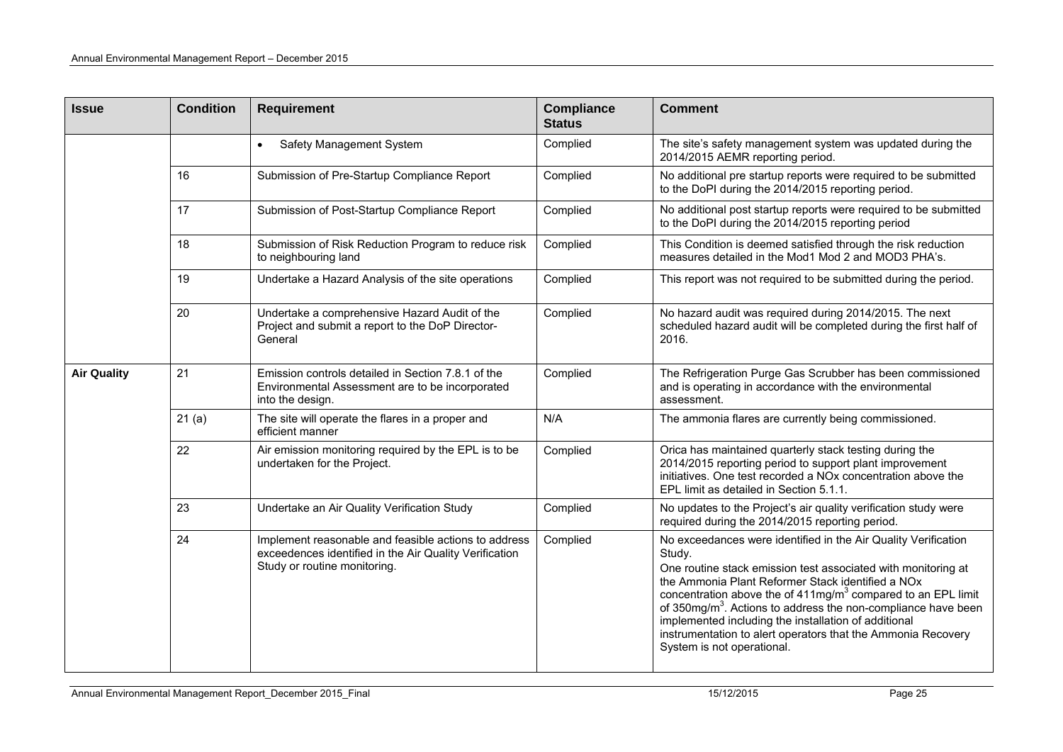| Issue | Condition | Requirement | Compliance Status | Comment |
|---|---|---|---|---|
| | | • Safety Management System | Complied | The site's safety management system was updated during the 2014/2015 AEMR reporting period. |
| | 16 | Submission of Pre-Startup Compliance Report | Complied | No additional pre startup reports were required to be submitted to the DoPI during the 2014/2015 reporting period. |
| | 17 | Submission of Post-Startup Compliance Report | Complied | No additional post startup reports were required to be submitted to the DoPI during the 2014/2015 reporting period |
| | 18 | Submission of Risk Reduction Program to reduce risk to neighbouring land | Complied | This Condition is deemed satisfied through the risk reduction measures detailed in the Mod1 Mod 2 and MOD3 PHA's. |
| | 19 | Undertake a Hazard Analysis of the site operations | Complied | This report was not required to be submitted during the period. |
| | 20 | Undertake a comprehensive Hazard Audit of the Project and submit a report to the DoP Director-General | Complied | No hazard audit was required during 2014/2015. The next scheduled hazard audit will be completed during the first half of 2016. |
| **Air Quality** | 21 | Emission controls detailed in Section 7.8.1 of the Environmental Assessment are to be incorporated into the design. | Complied | The Refrigeration Purge Gas Scrubber has been commissioned and is operating in accordance with the environmental assessment. |
| | 21 (a) | The site will operate the flares in a proper and efficient manner | N/A | The ammonia flares are currently being commissioned. |
| | 22 | Air emission monitoring required by the EPL is to be undertaken for the Project. | Complied | Orica has maintained quarterly stack testing during the 2014/2015 reporting period to support plant improvement initiatives. One test recorded a NOx concentration above the EPL limit as detailed in Section 5.1.1. |
| | 23 | Undertake an Air Quality Verification Study | Complied | No updates to the Project's air quality verification study were required during the 2014/2015 reporting period. |
| | 24 | Implement reasonable and feasible actions to address exceedences identified in the Air Quality Verification Study or routine monitoring. | Complied | No exceedances were identified in the Air Quality Verification Study.<br>One routine stack emission test associated with monitoring at the Ammonia Plant Reformer Stack identified a NOx concentration above the of 411mg/m$^3$ compared to an EPL limit of 350mg/m$^3$. Actions to address the non-compliance have been implemented including the installation of additional instrumentation to alert operators that the Ammonia Recovery System is not operational. |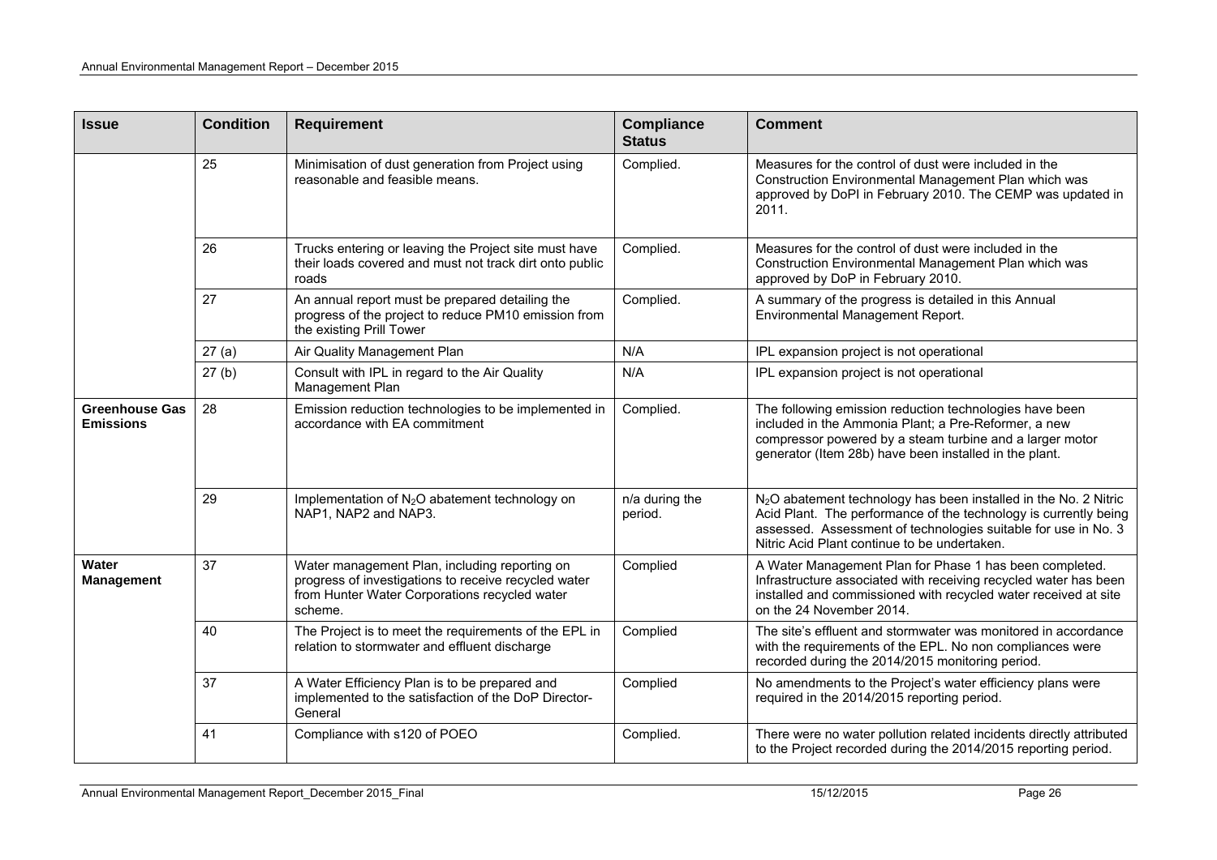| Issue | Condition | Requirement | Compliance Status | Comment |
|---|---|---|---|---|
| | 25 | Minimisation of dust generation from Project using reasonable and feasible means. | Complied. | Measures for the control of dust were included in the Construction Environmental Management Plan which was approved by DoPI in February 2010. The CEMP was updated in 2011. |
| | 26 | Trucks entering or leaving the Project site must have their loads covered and must not track dirt onto public roads | Complied. | Measures for the control of dust were included in the Construction Environmental Management Plan which was approved by DoP in February 2010. |
| | 27 | An annual report must be prepared detailing the progress of the project to reduce PM10 emission from the existing Prill Tower | Complied. | A summary of the progress is detailed in this Annual Environmental Management Report. |
| | 27 (a) | Air Quality Management Plan | N/A | IPL expansion project is not operational |
| | 27 (b) | Consult with IPL in regard to the Air Quality Management Plan | N/A | IPL expansion project is not operational |
| **Greenhouse Gas Emissions** | 28 | Emission reduction technologies to be implemented in accordance with EA commitment | Complied. | The following emission reduction technologies have been included in the Ammonia Plant; a Pre-Reformer, a new compressor powered by a steam turbine and a larger motor generator (Item 28b) have been installed in the plant. |
| | 29 | Implementation of $N_2O$ abatement technology on NAP1, NAP2 and NAP3. | n/a during the period. | $N_2O$ abatement technology has been installed in the No. 2 Nitric Acid Plant. The performance of the technology is currently being assessed. Assessment of technologies suitable for use in No. 3 Nitric Acid Plant continue to be undertaken. |
| **Water Management** | 37 | Water management Plan, including reporting on progress of investigations to receive recycled water from Hunter Water Corporations recycled water scheme. | Complied | A Water Management Plan for Phase 1 has been completed. Infrastructure associated with receiving recycled water has been installed and commissioned with recycled water received at site on the 24 November 2014. |
| | 40 | The Project is to meet the requirements of the EPL in relation to stormwater and effluent discharge | Complied | The site's effluent and stormwater was monitored in accordance with the requirements of the EPL. No non compliances were recorded during the 2014/2015 monitoring period. |
| | 37 | A Water Efficiency Plan is to be prepared and implemented to the satisfaction of the DoP Director-General | Complied | No amendments to the Project's water efficiency plans were required in the 2014/2015 reporting period. |
| | 41 | Compliance with s120 of POEO | Complied. | There were no water pollution related incidents directly attributed to the Project recorded during the 2014/2015 reporting period. |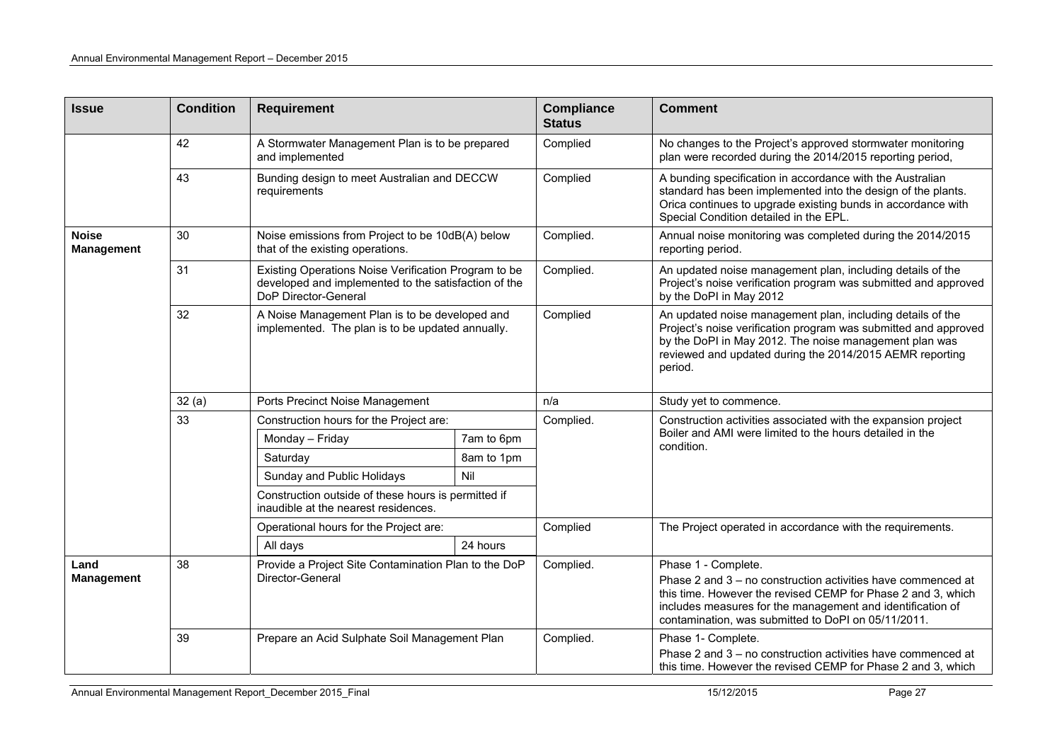| Issue | Condition | Requirement | Compliance Status | Comment |
|---|---|---|---|---|
| | 42 | A Stormwater Management Plan is to be prepared and implemented | Complied | No changes to the Project's approved stormwater monitoring plan were recorded during the 2014/2015 reporting period, |
| | 43 | Bunding design to meet Australian and DECCW requirements | Complied | A bunding specification in accordance with the Australian standard has been implemented into the design of the plants. Orica continues to upgrade existing bunds in accordance with Special Condition detailed in the EPL. |
| **Noise Management** | 30 | Noise emissions from Project to be 10dB(A) below that of the existing operations. | Complied. | Annual noise monitoring was completed during the 2014/2015 reporting period. |
| | 31 | Existing Operations Noise Verification Program to be developed and implemented to the satisfaction of the DoP Director-General | Complied. | An updated noise management plan, including details of the Project's noise verification program was submitted and approved by the DoPI in May 2012 |
| | 32 | A Noise Management Plan is to be developed and implemented. The plan is to be updated annually. | Complied | An updated noise management plan, including details of the Project's noise verification program was submitted and approved by the DoPI in May 2012. The noise management plan was reviewed and updated during the 2014/2015 AEMR reporting period. |
| | 32 (a) | Ports Precinct Noise Management | n/a | Study yet to commence. |
| | 33 | Construction hours for the Project are:<br>Monday – Friday: 7am to 6pm<br>Saturday: 8am to 1pm<br>Sunday and Public Holidays: Nil<br>Construction outside of these hours is permitted if inaudible at the nearest residences. | Complied. | Construction activities associated with the expansion project Boiler and AMI were limited to the hours detailed in the condition. |
| | | Operational hours for the Project are:<br>All days: 24 hours | Complied | The Project operated in accordance with the requirements. |
| **Land Management** | 38 | Provide a Project Site Contamination Plan to the DoP Director-General | Complied. | Phase 1 - Complete.<br>Phase 2 and 3 – no construction activities have commenced at this time. However the revised CEMP for Phase 2 and 3, which includes measures for the management and identification of contamination, was submitted to DoPI on 05/11/2011. |
| | 39 | Prepare an Acid Sulphate Soil Management Plan | Complied. | Phase 1- Complete.<br>Phase 2 and 3 – no construction activities have commenced at this time. However the revised CEMP for Phase 2 and 3, which |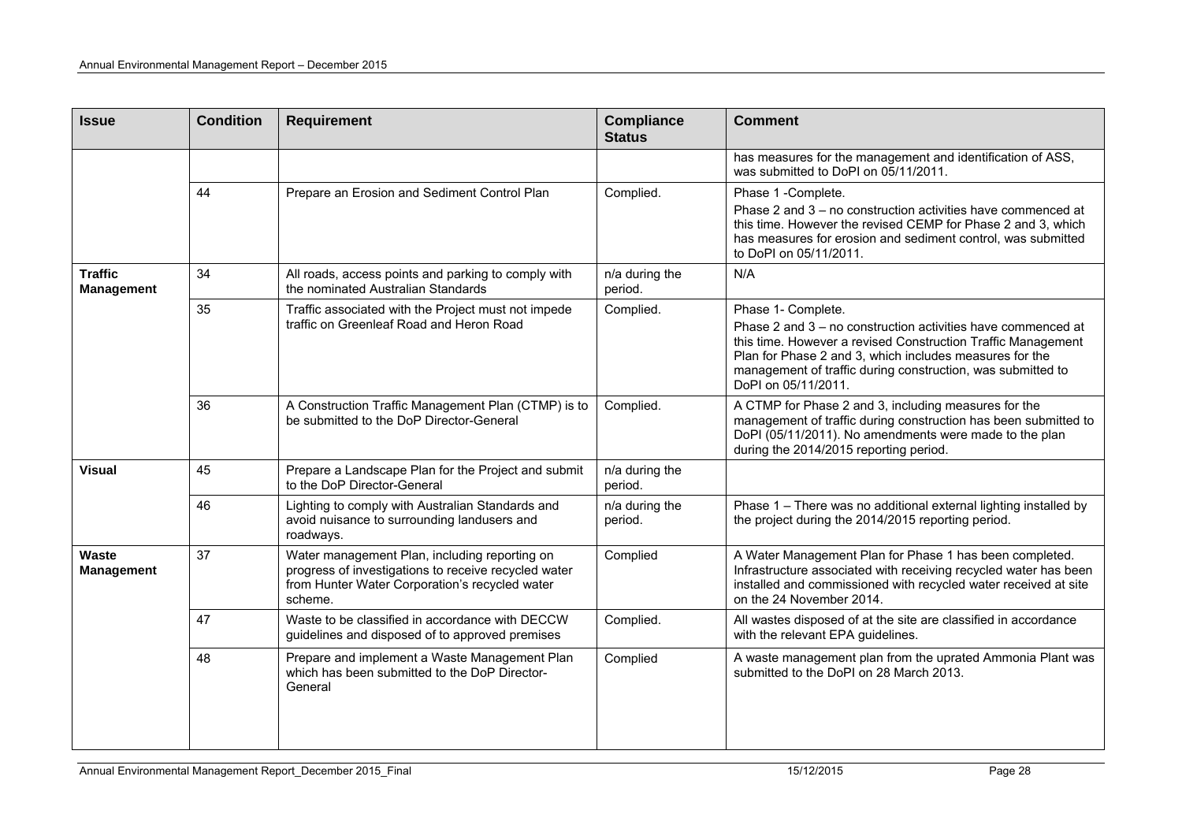| Issue | Condition | Requirement | Compliance Status | Comment |
|---|---|---|---|---|
| | | | | has measures for the management and identification of ASS, was submitted to DoPI on 05/11/2011. |
| | 44 | Prepare an Erosion and Sediment Control Plan | Complied. | Phase 1 -Complete.<br>Phase 2 and 3 – no construction activities have commenced at this time. However the revised CEMP for Phase 2 and 3, which has measures for erosion and sediment control, was submitted to DoPI on 05/11/2011. |
| **Traffic Management** | 34 | All roads, access points and parking to comply with the nominated Australian Standards | n/a during the period. | N/A |
| | 35 | Traffic associated with the Project must not impede traffic on Greenleaf Road and Heron Road | Complied. | Phase 1- Complete.<br>Phase 2 and 3 – no construction activities have commenced at this time. However a revised Construction Traffic Management Plan for Phase 2 and 3, which includes measures for the management of traffic during construction, was submitted to DoPI on 05/11/2011. |
| | 36 | A Construction Traffic Management Plan (CTMP) is to be submitted to the DoP Director-General | Complied. | A CTMP for Phase 2 and 3, including measures for the management of traffic during construction has been submitted to DoPI (05/11/2011). No amendments were made to the plan during the 2014/2015 reporting period. |
| **Visual** | 45 | Prepare a Landscape Plan for the Project and submit to the DoP Director-General | n/a during the period. | |
| | 46 | Lighting to comply with Australian Standards and avoid nuisance to surrounding landusers and roadways. | n/a during the period. | Phase 1 – There was no additional external lighting installed by the project during the 2014/2015 reporting period. |
| **Waste Management** | 37 | Water management Plan, including reporting on progress of investigations to receive recycled water from Hunter Water Corporation's recycled water scheme. | Complied | A Water Management Plan for Phase 1 has been completed. Infrastructure associated with receiving recycled water has been installed and commissioned with recycled water received at site on the 24 November 2014. |
| | 47 | Waste to be classified in accordance with DECCW guidelines and disposed of to approved premises | Complied. | All wastes disposed of at the site are classified in accordance with the relevant EPA guidelines. |
| | 48 | Prepare and implement a Waste Management Plan which has been submitted to the DoP Director-General | Complied | A waste management plan from the uprated Ammonia Plant was submitted to the DoPI on 28 March 2013. |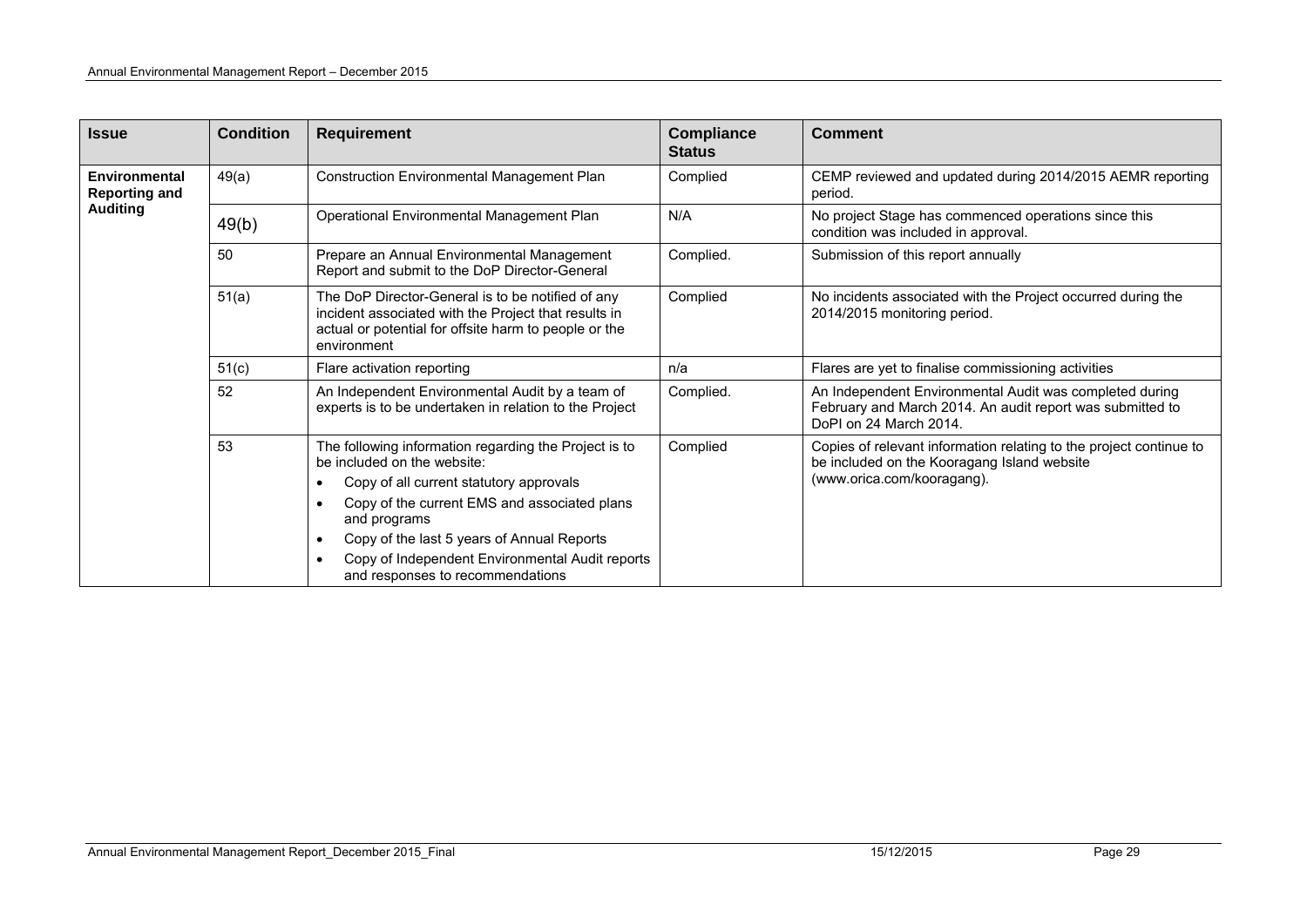| Issue | Condition | Requirement | Compliance Status | Comment |
|---|---|---|---|---|
| **Environmental Reporting and Auditing** | 49(a) | Construction Environmental Management Plan | Complied | CEMP reviewed and updated during 2014/2015 AEMR reporting period. |
| | 49(b) | Operational Environmental Management Plan | N/A | No project Stage has commenced operations since this condition was included in approval. |
| | 50 | Prepare an Annual Environmental Management Report and submit to the DoP Director-General | Complied. | Submission of this report annually |
| | 51(a) | The DoP Director-General is to be notified of any incident associated with the Project that results in actual or potential for offsite harm to people or the environment | Complied | No incidents associated with the Project occurred during the 2014/2015 monitoring period. |
| | 51(c) | Flare activation reporting | n/a | Flares are yet to finalise commissioning activities |
| | 52 | An Independent Environmental Audit by a team of experts is to be undertaken in relation to the Project | Complied. | An Independent Environmental Audit was completed during February and March 2014. An audit report was submitted to DoPI on 24 March 2014. |
| | 53 | The following information regarding the Project is to be included on the website:<br>• Copy of all current statutory approvals<br>• Copy of the current EMS and associated plans and programs<br>• Copy of the last 5 years of Annual Reports<br>• Copy of Independent Environmental Audit reports and responses to recommendations | Complied | Copies of relevant information relating to the project continue to be included on the Kooragang Island website (www.orica.com/kooragang). |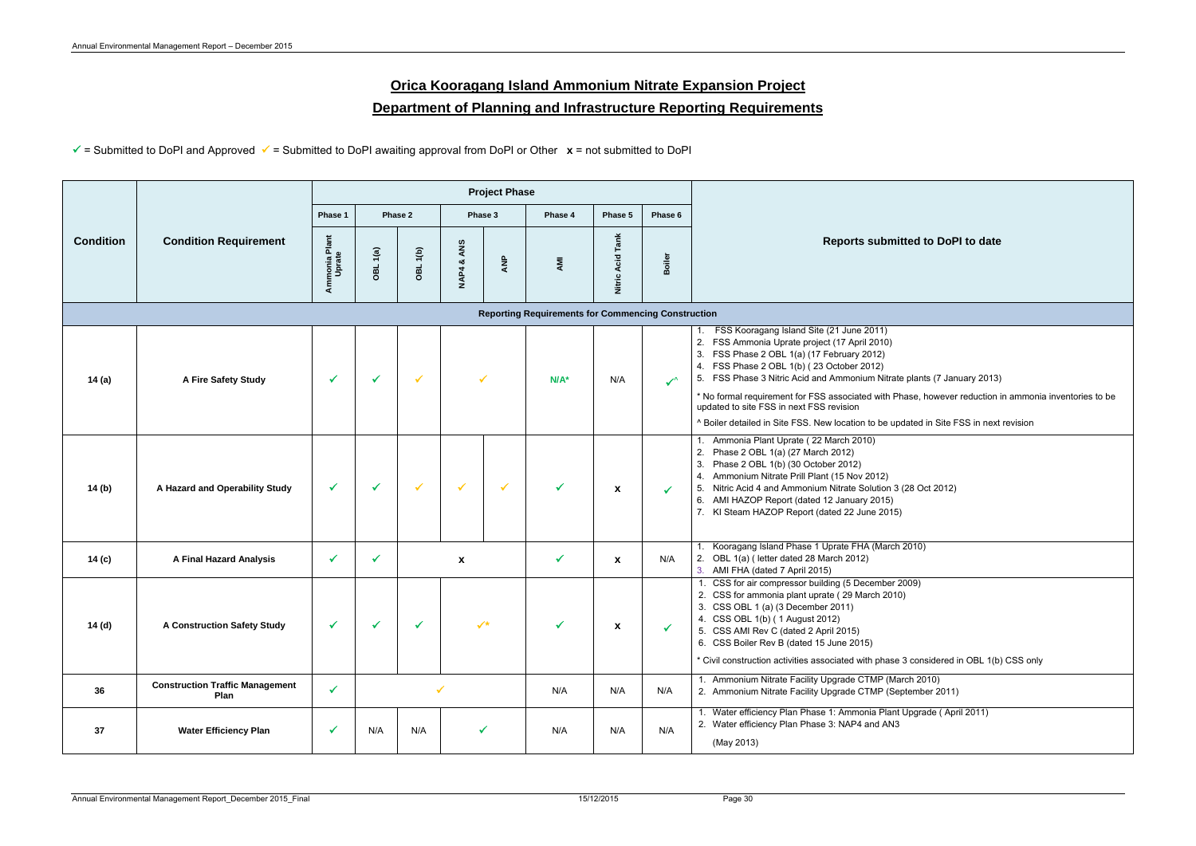# Orica Kooragang Island Ammonium Nitrate Expansion Project

## Department of Planning and Infrastructure Reporting Requirements

✓ = Submitted to DoPI and Approved ✓ = Submitted to DoPI awaiting approval from DoPI or Other **x** = not submitted to DoPI

| Condition | Condition Requirement | Project Phase | | | | | | | | Reports submitted to DoPI to date |
|---|---|---|---|---|---|---|---|---|---|---|
| | | Phase 1 | Phase 2 | | Phase 3 | | Phase 4 | Phase 5 | Phase 6 | |
| | | Ammonia Plant Uprate | OBL 1(a) | OBL 1(b) | NAP4 & ANS | ANP | AMI | Nitric Acid Tank | Boiler | |
| **Reporting Requirements for Commencing Construction** | | | | | | | | | | |
| **14 (a)** | **A Fire Safety Study** | ✓ | ✓ | ✓ | ✓ | | **N/A*** | N/A | ✓^ | 1. FSS Kooragang Island Site (21 June 2011)<br>2. FSS Ammonia Uprate project (17 April 2010)<br>3. FSS Phase 2 OBL 1(a) (17 February 2012)<br>4. FSS Phase 2 OBL 1(b) ( 23 October 2012)<br>5. FSS Phase 3 Nitric Acid and Ammonium Nitrate plants (7 January 2013)<br><br>* No formal requirement for FSS associated with Phase, however reduction in ammonia inventories to be updated to site FSS in next FSS revision<br><br>^ Boiler detailed in Site FSS. New location to be updated in Site FSS in next revision |
| **14 (b)** | **A Hazard and Operability Study** | ✓ | ✓ | ✓ | ✓ | ✓ | ✓ | **x** | ✓ | 1. Ammonia Plant Uprate ( 22 March 2010)<br>2. Phase 2 OBL 1(a) (27 March 2012)<br>3. Phase 2 OBL 1(b) (30 October 2012)<br>4. Ammonium Nitrate Prill Plant (15 Nov 2012)<br>5. Nitric Acid 4 and Ammonium Nitrate Solution 3 (28 Oct 2012)<br>6. AMI HAZOP Report (dated 12 January 2015)<br>7. KI Steam HAZOP Report (dated 22 June 2015) |
| **14 (c)** | **A Final Hazard Analysis** | ✓ | ✓ | | **x** | | ✓ | **x** | N/A | 1. Kooragang Island Phase 1 Uprate FHA (March 2010)<br>2. OBL 1(a) ( letter dated 28 March 2012)<br>3. AMI FHA (dated 7 April 2015) |
| **14 (d)** | **A Construction Safety Study** | ✓ | ✓ | ✓ | ✓* | | ✓ | **x** | ✓ | 1. CSS for air compressor building (5 December 2009)<br>2. CSS for ammonia plant uprate ( 29 March 2010)<br>3. CSS OBL 1 (a) (3 December 2011)<br>4. CSS OBL 1(b) ( 1 August 2012)<br>5. CSS AMI Rev C (dated 2 April 2015)<br>6. CSS Boiler Rev B (dated 15 June 2015)<br><br>* Civil construction activities associated with phase 3 considered in OBL 1(b) CSS only |
| **36** | **Construction Traffic Management Plan** | ✓ | | ✓ | | | N/A | N/A | N/A | 1. Ammonium Nitrate Facility Upgrade CTMP (March 2010)<br>2. Ammonium Nitrate Facility Upgrade CTMP (September 2011) |
| **37** | **Water Efficiency Plan** | ✓ | N/A | N/A | ✓ | | N/A | N/A | N/A | 1. Water efficiency Plan Phase 1: Ammonia Plant Upgrade ( April 2011)<br>2. Water efficiency Plan Phase 3: NAP4 and AN3<br>(May 2013) |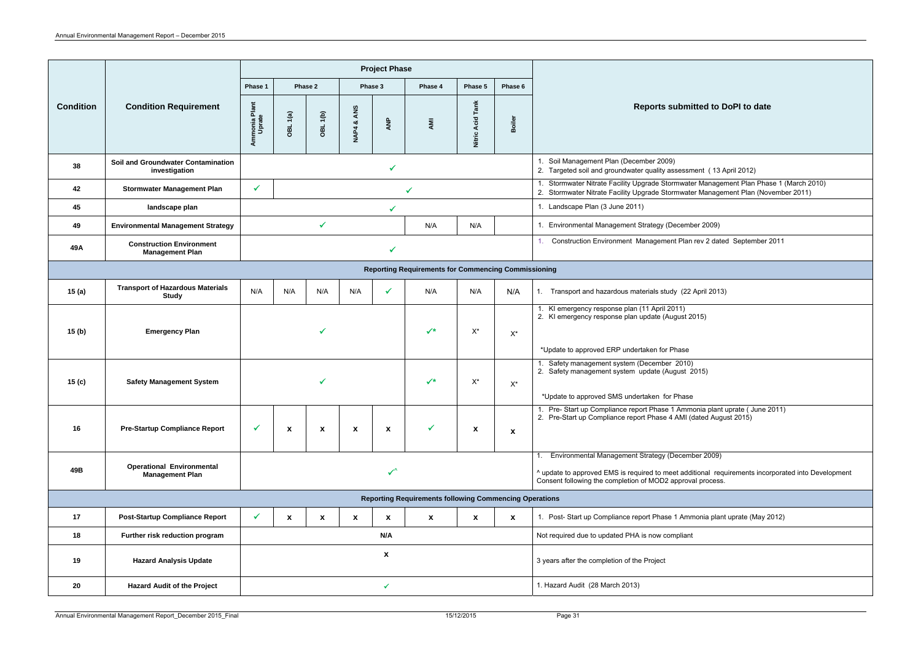| Condition | Condition Requirement | Project Phase | | | | | | | | Reports submitted to DoPI to date |
|---|---|---|---|---|---|---|---|---|---|---|
| | | Phase 1 | Phase 2 | | Phase 3 | | Phase 4 | Phase 5 | Phase 6 | |
| | | Ammonia Plant Uprate | OBL 1(a) | OBL 1(b) | NAP4 & ANS | ANP | AMI | Nitric Acid Tank | Boiler | |
| 38 | Soil and Groundwater Contamination investigation | ✓ | | | | | | | | 1. Soil Management Plan (December 2009)<br>2. Targeted soil and groundwater quality assessment ( 13 April 2012) |
| 42 | Stormwater Management Plan | ✓ | ✓ | | | | | | | 1. Stormwater Nitrate Facility Upgrade Stormwater Management Plan Phase 1 (March 2010)<br>2. Stormwater Nitrate Facility Upgrade Stormwater Management Plan (November 2011) |
| 45 | landscape plan | ✓ | | | | | | | | 1. Landscape Plan (3 June 2011) |
| 49 | Environmental Management Strategy | ✓ | | | | | N/A | N/A | | 1. Environmental Management Strategy (December 2009) |
| 49A | Construction Environment Management Plan | ✓ | | | | | | | | 1. Construction Environment Management Plan rev 2 dated September 2011 |
| **Reporting Requirements for Commencing Commissioning** | | | | | | | | | | |
| 15 (a) | Transport of Hazardous Materials Study | N/A | N/A | N/A | N/A | ✓ | N/A | N/A | N/A | 1. Transport and hazardous materials study (22 April 2013) |
| 15 (b) | Emergency Plan | ✓ | | | | | ✓* | X* | X* | 1. KI emergency response plan (11 April 2011)<br>2. KI emergency response plan update (August 2015)<br><br>*Update to approved ERP undertaken for Phase |
| 15 (c) | Safety Management System | ✓ | | | | | ✓* | X* | X* | 1. Safety management system (December 2010)<br>2. Safety management system update (August 2015)<br><br>*Update to approved SMS undertaken for Phase |
| 16 | Pre-Startup Compliance Report | ✓ | x | x | x | x | ✓ | x | x | 1. Pre- Start up Compliance report Phase 1 Ammonia plant uprate ( June 2011)<br>2. Pre-Start up Compliance report Phase 4 AMI (dated August 2015) |
| 49B | Operational Environmental Management Plan | ✓^ | | | | | | | | 1. Environmental Management Strategy (December 2009)<br><br>^ update to approved EMS is required to meet additional requirements incorporated into Development Consent following the completion of MOD2 approval process. |
| **Reporting Requirements following Commencing Operations** | | | | | | | | | | |
| 17 | Post-Startup Compliance Report | ✓ | x | x | x | x | x | x | x | 1. Post- Start up Compliance report Phase 1 Ammonia plant uprate (May 2012) |
| 18 | Further risk reduction program | N/A | | | | | | | | Not required due to updated PHA is now compliant |
| 19 | Hazard Analysis Update | x | | | | | | | | 3 years after the completion of the Project |
| 20 | Hazard Audit of the Project | ✓ | | | | | | | | 1. Hazard Audit (28 March 2013) |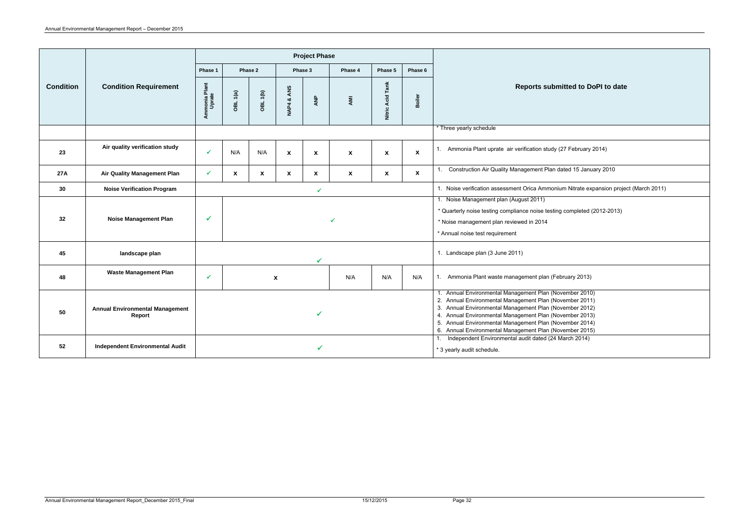| Condition | Condition Requirement | Project Phase | | | | | | | | Reports submitted to DoPI to date |
|---|---|---|---|---|---|---|---|---|---|---|
| | | Phase 1 | Phase 2 | | Phase 3 | | Phase 4 | Phase 5 | Phase 6 | |
| | | Ammonia Plant Uprate | OBL 1(a) | OBL 1(b) | NAP4 & ANS | ANP | AMI | Nitric Acid Tank | Boiler | |
| | | | | | | | | | | * Three yearly schedule |
| 23 | Air quality verification study | ✓ | N/A | N/A | x | x | x | x | x | 1. Ammonia Plant uprate air verification study (27 February 2014) |
| 27A | Air Quality Management Plan | ✓ | x | x | x | x | x | x | x | 1. Construction Air Quality Management Plan dated 15 January 2010 |
| 30 | Noise Verification Program | ✓ | | | | | | | | 1. Noise verification assessment Orica Ammonium Nitrate expansion project (March 2011) |
| 32 | Noise Management Plan | ✓ | ✓ | | | | | | | 1. Noise Management plan (August 2011)<br>* Quarterly noise testing compliance noise testing completed (2012-2013)<br>* Noise management plan reviewed in 2014<br>* Annual noise test requirement |
| 45 | landscape plan | ✓ | | | | | | | | 1. Landscape plan (3 June 2011) |
| 48 | Waste Management Plan | ✓ | x | | | | N/A | N/A | N/A | 1. Ammonia Plant waste management plan (February 2013) |
| 50 | Annual Environmental Management Report | ✓ | | | | | | | | 1. Annual Environmental Management Plan (November 2010)<br>2. Annual Environmental Management Plan (November 2011)<br>3. Annual Environmental Management Plan (November 2012)<br>4. Annual Environmental Management Plan (November 2013)<br>5. Annual Environmental Management Plan (November 2014)<br>6. Annual Environmental Management Plan (November 2015) |
| 52 | Independent Environmental Audit | ✓ | | | | | | | | 1. Independent Environmental audit dated (24 March 2014)<br>* 3 yearly audit schedule. |